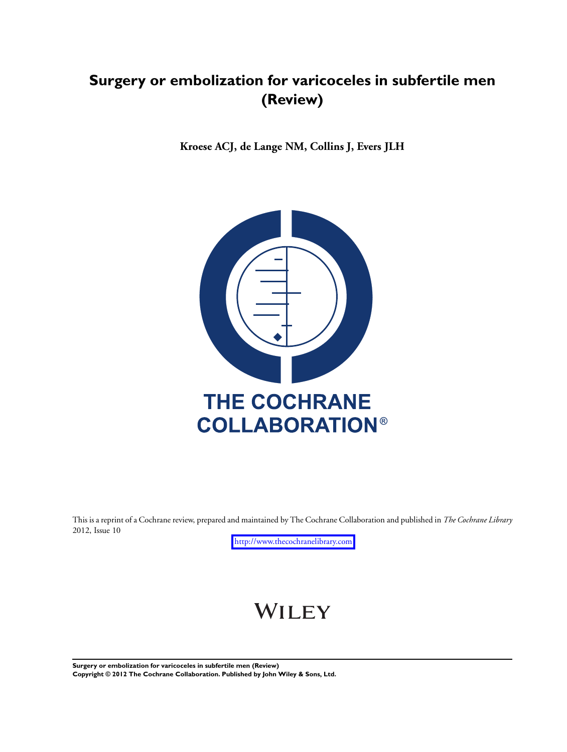# Surgery or embolization for varicoceles in subfertile men (Review)

**Kroese ACJ, de Lange NM, Collins J, Evers JLH**

THE COCHRANE COLLABORATION®

This is a reprint of a Cochrane review, prepared and maintained by The Cochrane Collaboration and published in *The Cochrane Library* 2012, Issue 10

http://www.thecochranelibrary.com

WILEY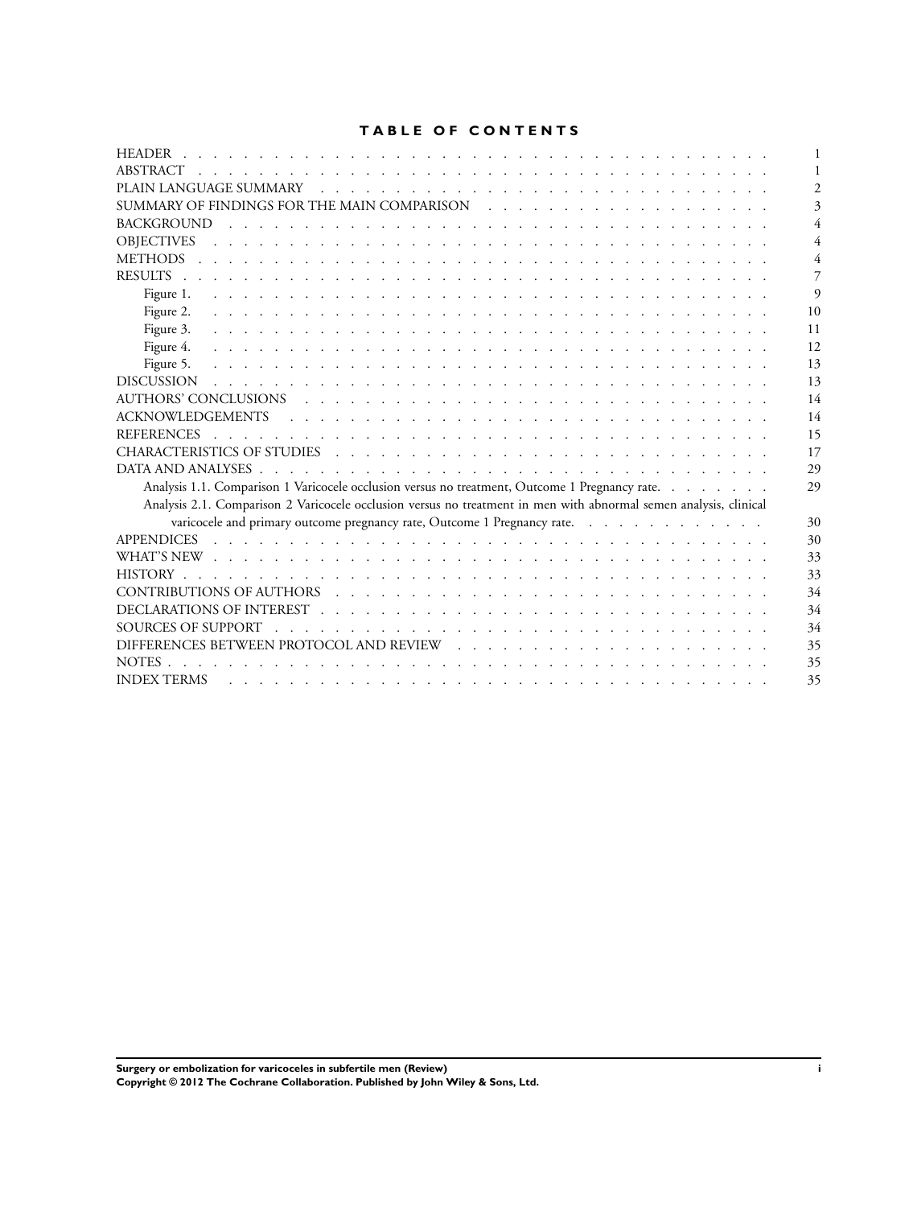# TABLE OF CONTENTS

| | |
|---|---|
| HEADER | 1 |
| ABSTRACT | 1 |
| PLAIN LANGUAGE SUMMARY | 2 |
| SUMMARY OF FINDINGS FOR THE MAIN COMPARISON | 3 |
| BACKGROUND | 4 |
| OBJECTIVES | 4 |
| METHODS | 4 |
| RESULTS | 7 |
| Figure 1. | 9 |
| Figure 2. | 10 |
| Figure 3. | 11 |
| Figure 4. | 12 |
| Figure 5. | 13 |
| DISCUSSION | 13 |
| AUTHORS' CONCLUSIONS | 14 |
| ACKNOWLEDGEMENTS | 14 |
| REFERENCES | 15 |
| CHARACTERISTICS OF STUDIES | 17 |
| DATA AND ANALYSES | 29 |
| Analysis 1.1. Comparison 1 Varicocele occlusion versus no treatment, Outcome 1 Pregnancy rate. | 29 |
| Analysis 2.1. Comparison 2 Varicocele occlusion versus no treatment in men with abnormal semen analysis, clinical varicocele and primary outcome pregnancy rate, Outcome 1 Pregnancy rate. | 30 |
| APPENDICES | 30 |
| WHAT'S NEW | 33 |
| HISTORY | 33 |
| CONTRIBUTIONS OF AUTHORS | 34 |
| DECLARATIONS OF INTEREST | 34 |
| SOURCES OF SUPPORT | 34 |
| DIFFERENCES BETWEEN PROTOCOL AND REVIEW | 35 |
| NOTES | 35 |
| INDEX TERMS | 35 |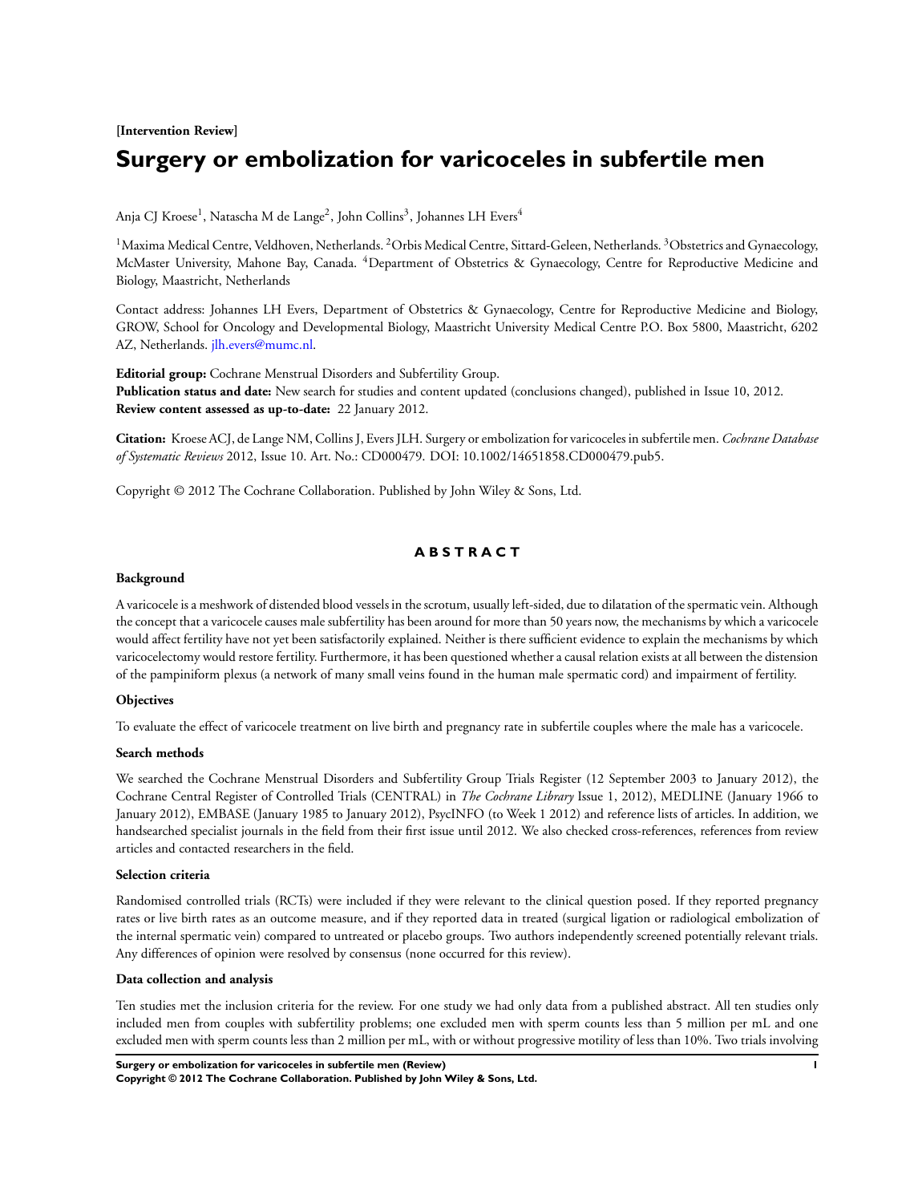**[Intervention Review]**

# Surgery or embolization for varicoceles in subfertile men

Anja CJ Kroese[1], Natascha M de Lange[2], John Collins[3], Johannes LH Evers[4]

[1]Maxima Medical Centre, Veldhoven, Netherlands. [2]Orbis Medical Centre, Sittard-Geleen, Netherlands. [3]Obstetrics and Gynaecology, McMaster University, Mahone Bay, Canada. [4]Department of Obstetrics & Gynaecology, Centre for Reproductive Medicine and Biology, Maastricht, Netherlands

Contact address: Johannes LH Evers, Department of Obstetrics & Gynaecology, Centre for Reproductive Medicine and Biology, GROW, School for Oncology and Developmental Biology, Maastricht University Medical Centre P.O. Box 5800, Maastricht, 6202 AZ, Netherlands. jlh.evers@mumc.nl.

**Editorial group:** Cochrane Menstrual Disorders and Subfertility Group.
**Publication status and date:** New search for studies and content updated (conclusions changed), published in Issue 10, 2012.
**Review content assessed as up-to-date:** 22 January 2012.

**Citation:** Kroese ACJ, de Lange NM, Collins J, Evers JLH. Surgery or embolization for varicoceles in subfertile men. *Cochrane Database of Systematic Reviews* 2012, Issue 10. Art. No.: CD000479. DOI: 10.1002/14651858.CD000479.pub5.

Copyright © 2012 The Cochrane Collaboration. Published by John Wiley & Sons, Ltd.

## ABSTRACT

### Background

A varicocele is a meshwork of distended blood vessels in the scrotum, usually left-sided, due to dilatation of the spermatic vein. Although the concept that a varicocele causes male subfertility has been around for more than 50 years now, the mechanisms by which a varicocele would affect fertility have not yet been satisfactorily explained. Neither is there sufficient evidence to explain the mechanisms by which varicocelectomy would restore fertility. Furthermore, it has been questioned whether a causal relation exists at all between the distension of the pampiniform plexus (a network of many small veins found in the human male spermatic cord) and impairment of fertility.

### Objectives

To evaluate the effect of varicocele treatment on live birth and pregnancy rate in subfertile couples where the male has a varicocele.

### Search methods

We searched the Cochrane Menstrual Disorders and Subfertility Group Trials Register (12 September 2003 to January 2012), the Cochrane Central Register of Controlled Trials (CENTRAL) in *The Cochrane Library* Issue 1, 2012), MEDLINE (January 1966 to January 2012), EMBASE (January 1985 to January 2012), PsycINFO (to Week 1 2012) and reference lists of articles. In addition, we handsearched specialist journals in the field from their first issue until 2012. We also checked cross-references, references from review articles and contacted researchers in the field.

### Selection criteria

Randomised controlled trials (RCTs) were included if they were relevant to the clinical question posed. If they reported pregnancy rates or live birth rates as an outcome measure, and if they reported data in treated (surgical ligation or radiological embolization of the internal spermatic vein) compared to untreated or placebo groups. Two authors independently screened potentially relevant trials. Any differences of opinion were resolved by consensus (none occurred for this review).

### Data collection and analysis

Ten studies met the inclusion criteria for the review. For one study we had only data from a published abstract. All ten studies only included men from couples with subfertility problems; one excluded men with sperm counts less than 5 million per mL and one excluded men with sperm counts less than 2 million per mL, with or without progressive motility of less than 10%. Two trials involving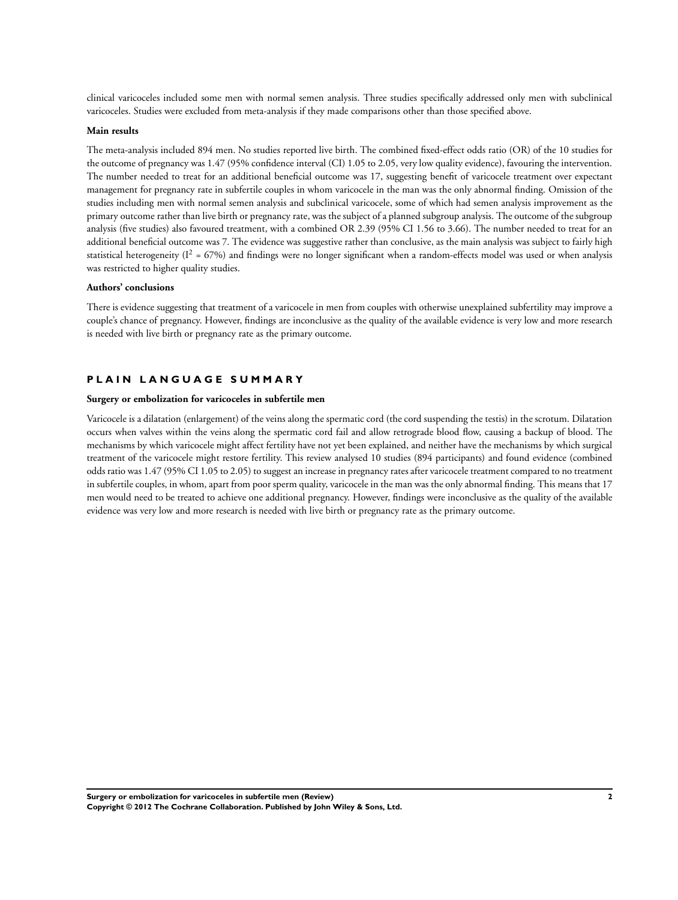clinical varicoceles included some men with normal semen analysis. Three studies specifically addressed only men with subclinical varicoceles. Studies were excluded from meta-analysis if they made comparisons other than those specified above.

**Main results**

The meta-analysis included 894 men. No studies reported live birth. The combined fixed-effect odds ratio (OR) of the 10 studies for the outcome of pregnancy was 1.47 (95% confidence interval (CI) 1.05 to 2.05, very low quality evidence), favouring the intervention. The number needed to treat for an additional beneficial outcome was 17, suggesting benefit of varicocele treatment over expectant management for pregnancy rate in subfertile couples in whom varicocele in the man was the only abnormal finding. Omission of the studies including men with normal semen analysis and subclinical varicocele, some of which had semen analysis improvement as the primary outcome rather than live birth or pregnancy rate, was the subject of a planned subgroup analysis. The outcome of the subgroup analysis (five studies) also favoured treatment, with a combined OR 2.39 (95% CI 1.56 to 3.66). The number needed to treat for an additional beneficial outcome was 7. The evidence was suggestive rather than conclusive, as the main analysis was subject to fairly high statistical heterogeneity ($I^2$ = 67%) and findings were no longer significant when a random-effects model was used or when analysis was restricted to higher quality studies.

**Authors' conclusions**

There is evidence suggesting that treatment of a varicocele in men from couples with otherwise unexplained subfertility may improve a couple's chance of pregnancy. However, findings are inconclusive as the quality of the available evidence is very low and more research is needed with live birth or pregnancy rate as the primary outcome.

## PLAIN LANGUAGE SUMMARY

**Surgery or embolization for varicoceles in subfertile men**

Varicocele is a dilatation (enlargement) of the veins along the spermatic cord (the cord suspending the testis) in the scrotum. Dilatation occurs when valves within the veins along the spermatic cord fail and allow retrograde blood flow, causing a backup of blood. The mechanisms by which varicocele might affect fertility have not yet been explained, and neither have the mechanisms by which surgical treatment of the varicocele might restore fertility. This review analysed 10 studies (894 participants) and found evidence (combined odds ratio was 1.47 (95% CI 1.05 to 2.05) to suggest an increase in pregnancy rates after varicocele treatment compared to no treatment in subfertile couples, in whom, apart from poor sperm quality, varicocele in the man was the only abnormal finding. This means that 17 men would need to be treated to achieve one additional pregnancy. However, findings were inconclusive as the quality of the available evidence was very low and more research is needed with live birth or pregnancy rate as the primary outcome.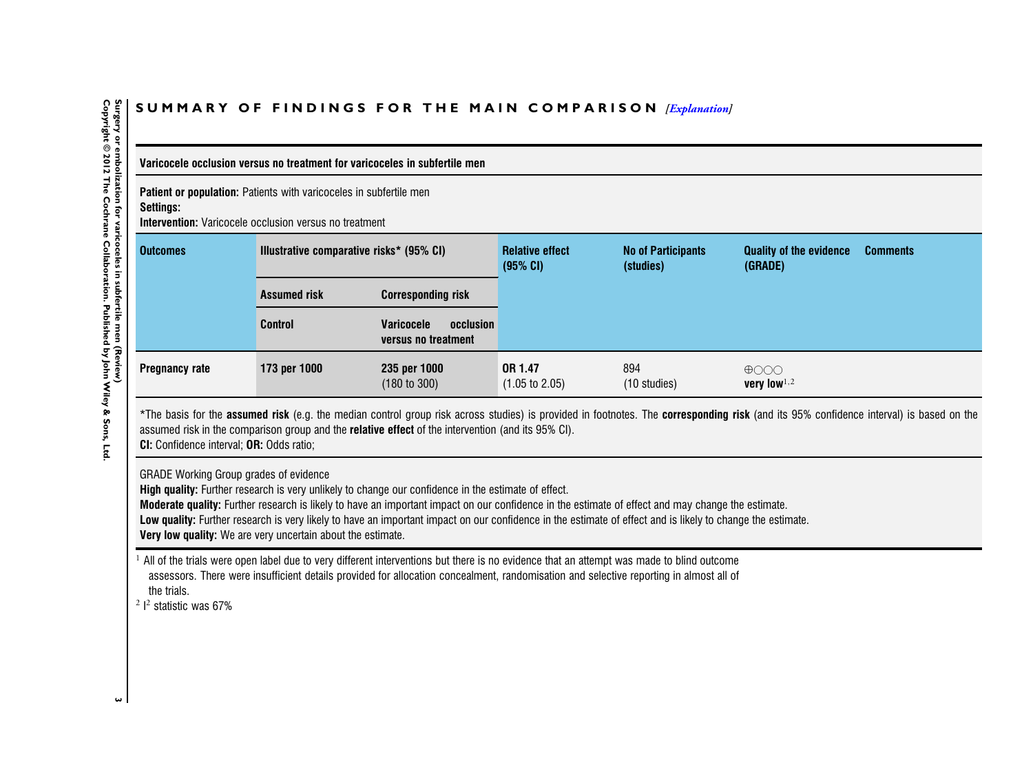## SUMMARY OF FINDINGS FOR THE MAIN COMPARISON *[Explanation]*

**Varicocele occlusion versus no treatment for varicoceles in subfertile men**

**Patient or population:** Patients with varicoceles in subfertile men
**Settings:**
**Intervention:** Varicocele occlusion versus no treatment

| Outcomes | Illustrative comparative risks* (95% CI) | | Relative effect (95% CI) | No of Participants (studies) | Quality of the evidence (GRADE) | Comments |
|---|---|---|---|---|---|---|
| | **Assumed risk** | **Corresponding risk** | | | | |
| | **Control** | **Varicocele occlusion versus no treatment** | | | | |
| **Pregnancy rate** | **173 per 1000** | **235 per 1000** (180 to 300) | **OR 1.47** (1.05 to 2.05) | 894 (10 studies) | ⊕○○○ **very low**[1,2] | |

*The basis for the **assumed risk** (e.g. the median control group risk across studies) is provided in footnotes. The **corresponding risk** (and its 95% confidence interval) is based on the assumed risk in the comparison group and the **relative effect** of the intervention (and its 95% CI).
**CI:** Confidence interval; **OR:** Odds ratio;

GRADE Working Group grades of evidence
**High quality:** Further research is very unlikely to change our confidence in the estimate of effect.
**Moderate quality:** Further research is likely to have an important impact on our confidence in the estimate of effect and may change the estimate.
**Low quality:** Further research is very likely to have an important impact on our confidence in the estimate of effect and is likely to change the estimate.
**Very low quality:** We are very uncertain about the estimate.

[1] All of the trials were open label due to very different interventions but there is no evidence that an attempt was made to blind outcome assessors. There were insufficient details provided for allocation concealment, randomisation and selective reporting in almost all of the trials.

[2] $I^2$ statistic was 67%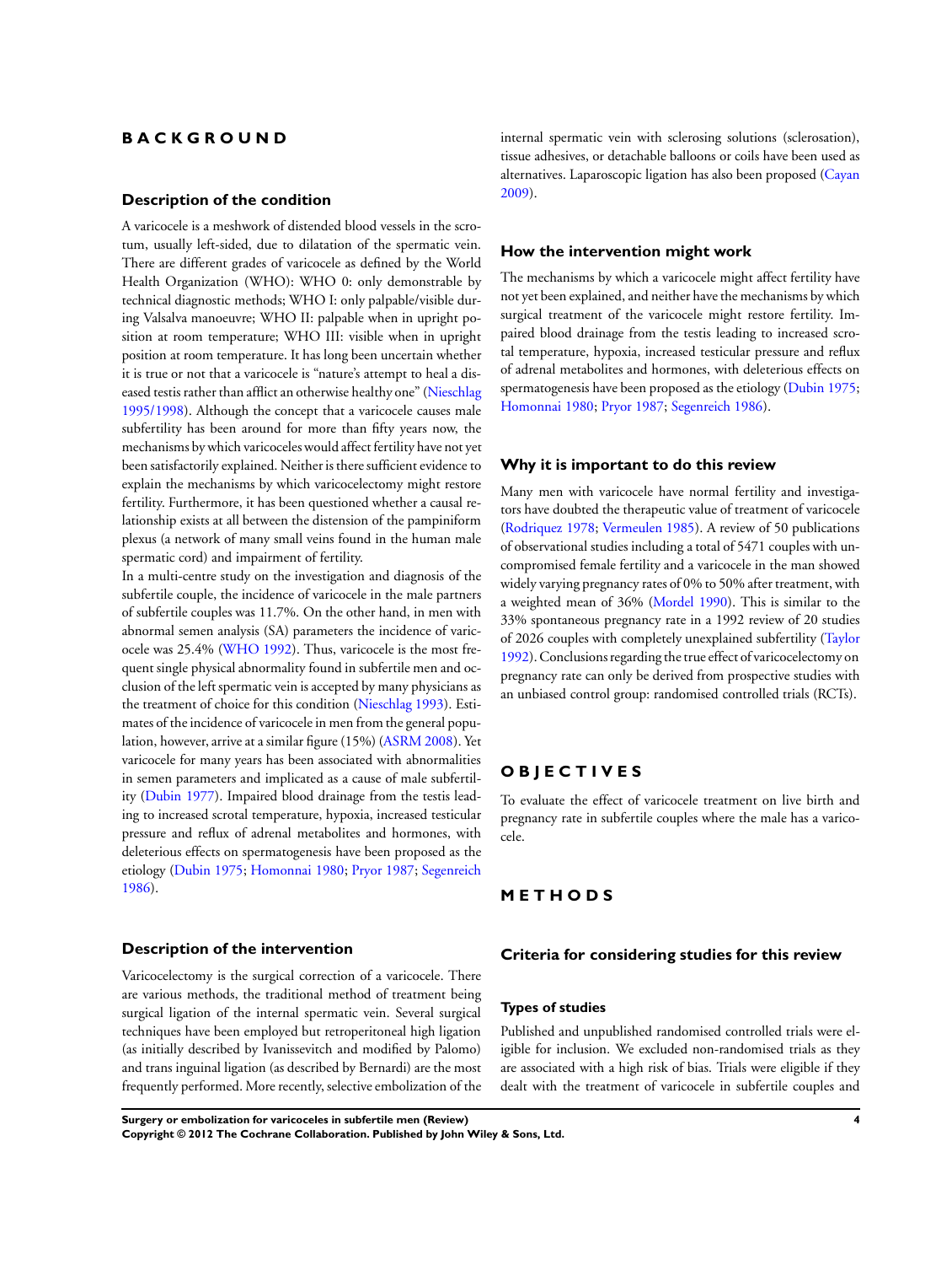# BACKGROUND

## Description of the condition

A varicocele is a meshwork of distended blood vessels in the scrotum, usually left-sided, due to dilatation of the spermatic vein. There are different grades of varicocele as defined by the World Health Organization (WHO): WHO 0: only demonstrable by technical diagnostic methods; WHO I: only palpable/visible during Valsalva manoeuvre; WHO II: palpable when in upright position at room temperature; WHO III: visible when in upright position at room temperature. It has long been uncertain whether it is true or not that a varicocele is "nature's attempt to heal a diseased testis rather than afflict an otherwise healthy one" (Nieschlag 1995/1998). Although the concept that a varicocele causes male subfertility has been around for more than fifty years now, the mechanisms by which varicoceles would affect fertility have not yet been satisfactorily explained. Neither is there sufficient evidence to explain the mechanisms by which varicocelectomy might restore fertility. Furthermore, it has been questioned whether a causal relationship exists at all between the distension of the pampiniform plexus (a network of many small veins found in the human male spermatic cord) and impairment of fertility.

In a multi-centre study on the investigation and diagnosis of the subfertile couple, the incidence of varicocele in the male partners of subfertile couples was 11.7%. On the other hand, in men with abnormal semen analysis (SA) parameters the incidence of varicocele was 25.4% (WHO 1992). Thus, varicocele is the most frequent single physical abnormality found in subfertile men and occlusion of the left spermatic vein is accepted by many physicians as the treatment of choice for this condition (Nieschlag 1993). Estimates of the incidence of varicocele in men from the general population, however, arrive at a similar figure (15%) (ASRM 2008). Yet varicocele for many years has been associated with abnormalities in semen parameters and implicated as a cause of male subfertility (Dubin 1977). Impaired blood drainage from the testis leading to increased scrotal temperature, hypoxia, increased testicular pressure and reflux of adrenal metabolites and hormones, with deleterious effects on spermatogenesis have been proposed as the etiology (Dubin 1975; Homonnai 1980; Pryor 1987; Segenreich 1986).

## Description of the intervention

Varicocelectomy is the surgical correction of a varicocele. There are various methods, the traditional method of treatment being surgical ligation of the internal spermatic vein. Several surgical techniques have been employed but retroperitoneal high ligation (as initially described by Ivanissevitch and modified by Palomo) and trans inguinal ligation (as described by Bernardi) are the most frequently performed. More recently, selective embolization of the internal spermatic vein with sclerosing solutions (sclerosation), tissue adhesives, or detachable balloons or coils have been used as alternatives. Laparoscopic ligation has also been proposed (Cayan 2009).

## How the intervention might work

The mechanisms by which a varicocele might affect fertility have not yet been explained, and neither have the mechanisms by which surgical treatment of the varicocele might restore fertility. Impaired blood drainage from the testis leading to increased scrotal temperature, hypoxia, increased testicular pressure and reflux of adrenal metabolites and hormones, with deleterious effects on spermatogenesis have been proposed as the etiology (Dubin 1975; Homonnai 1980; Pryor 1987; Segenreich 1986).

## Why it is important to do this review

Many men with varicocele have normal fertility and investigators have doubted the therapeutic value of treatment of varicocele (Rodriquez 1978; Vermeulen 1985). A review of 50 publications of observational studies including a total of 5471 couples with uncompromised female fertility and a varicocele in the man showed widely varying pregnancy rates of 0% to 50% after treatment, with a weighted mean of 36% (Mordel 1990). This is similar to the 33% spontaneous pregnancy rate in a 1992 review of 20 studies of 2026 couples with completely unexplained subfertility (Taylor 1992). Conclusions regarding the true effect of varicocelectomy on pregnancy rate can only be derived from prospective studies with an unbiased control group: randomised controlled trials (RCTs).

# OBJECTIVES

To evaluate the effect of varicocele treatment on live birth and pregnancy rate in subfertile couples where the male has a varicocele.

# METHODS

## Criteria for considering studies for this review

### Types of studies

Published and unpublished randomised controlled trials were eligible for inclusion. We excluded non-randomised trials as they are associated with a high risk of bias. Trials were eligible if they dealt with the treatment of varicocele in subfertile couples and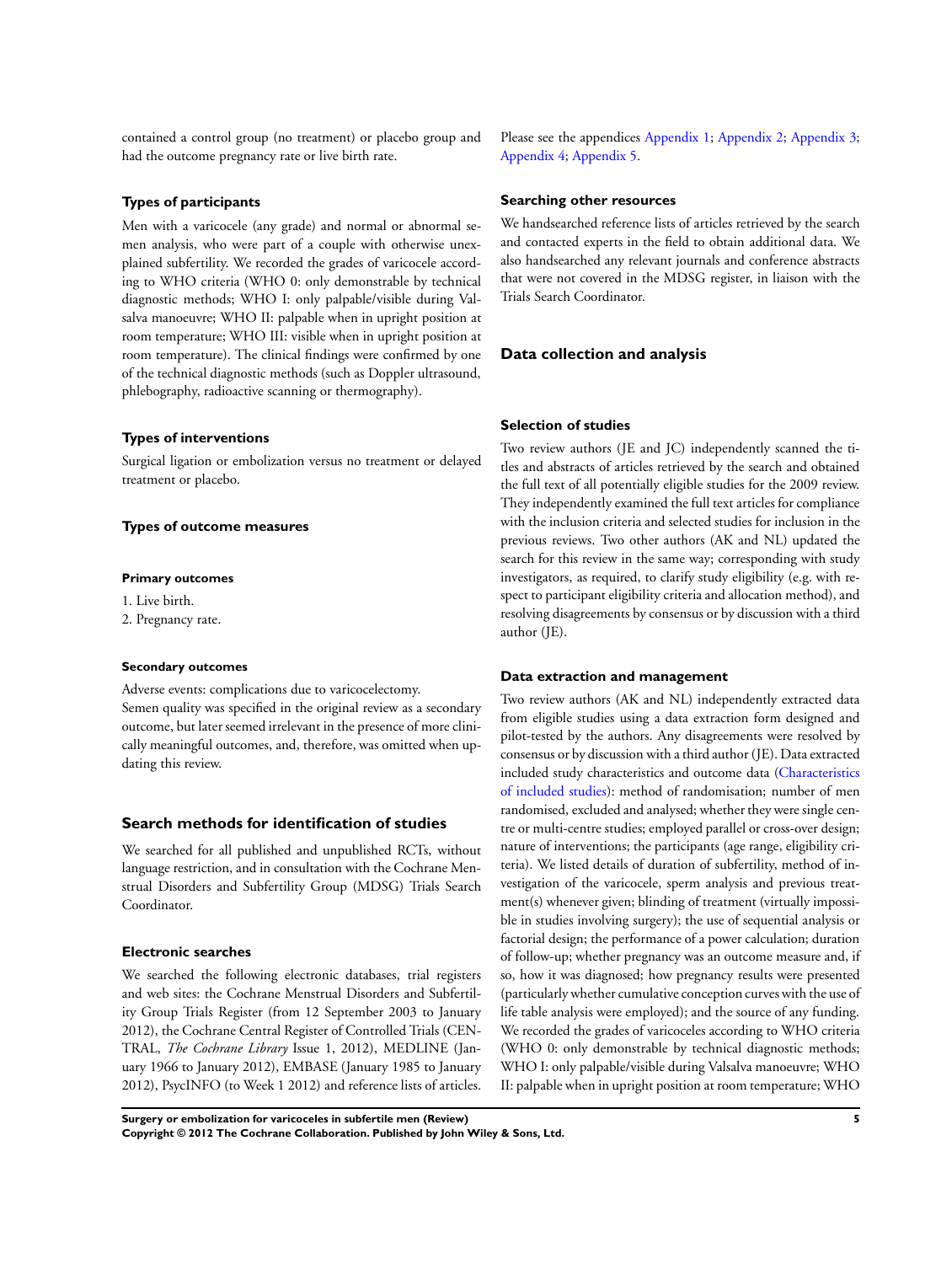contained a control group (no treatment) or placebo group and had the outcome pregnancy rate or live birth rate.

### Types of participants

Men with a varicocele (any grade) and normal or abnormal semen analysis, who were part of a couple with otherwise unexplained subfertility. We recorded the grades of varicocele according to WHO criteria (WHO 0: only demonstrable by technical diagnostic methods; WHO I: only palpable/visible during Valsalva manoeuvre; WHO II: palpable when in upright position at room temperature; WHO III: visible when in upright position at room temperature). The clinical findings were confirmed by one of the technical diagnostic methods (such as Doppler ultrasound, phlebography, radioactive scanning or thermography).

### Types of interventions

Surgical ligation or embolization versus no treatment or delayed treatment or placebo.

### Types of outcome measures

#### Primary outcomes

1. Live birth.
2. Pregnancy rate.

#### Secondary outcomes

Adverse events: complications due to varicocelectomy.
Semen quality was specified in the original review as a secondary outcome, but later seemed irrelevant in the presence of more clinically meaningful outcomes, and, therefore, was omitted when updating this review.

## Search methods for identification of studies

We searched for all published and unpublished RCTs, without language restriction, and in consultation with the Cochrane Menstrual Disorders and Subfertility Group (MDSG) Trials Search Coordinator.

### Electronic searches

We searched the following electronic databases, trial registers and web sites: the Cochrane Menstrual Disorders and Subfertility Group Trials Register (from 12 September 2003 to January 2012), the Cochrane Central Register of Controlled Trials (CENTRAL, *The Cochrane Library* Issue 1, 2012), MEDLINE (January 1966 to January 2012), EMBASE (January 1985 to January 2012), PsycINFO (to Week 1 2012) and reference lists of articles. Please see the appendices Appendix 1; Appendix 2; Appendix 3; Appendix 4; Appendix 5.

### Searching other resources

We handsearched reference lists of articles retrieved by the search and contacted experts in the field to obtain additional data. We also handsearched any relevant journals and conference abstracts that were not covered in the MDSG register, in liaison with the Trials Search Coordinator.

## Data collection and analysis

### Selection of studies

Two review authors (JE and JC) independently scanned the titles and abstracts of articles retrieved by the search and obtained the full text of all potentially eligible studies for the 2009 review. They independently examined the full text articles for compliance with the inclusion criteria and selected studies for inclusion in the previous reviews. Two other authors (AK and NL) updated the search for this review in the same way; corresponding with study investigators, as required, to clarify study eligibility (e.g. with respect to participant eligibility criteria and allocation method), and resolving disagreements by consensus or by discussion with a third author (JE).

### Data extraction and management

Two review authors (AK and NL) independently extracted data from eligible studies using a data extraction form designed and pilot-tested by the authors. Any disagreements were resolved by consensus or by discussion with a third author (JE). Data extracted included study characteristics and outcome data (Characteristics of included studies): method of randomisation; number of men randomised, excluded and analysed; whether they were single centre or multi-centre studies; employed parallel or cross-over design; nature of interventions; the participants (age range, eligibility criteria). We listed details of duration of subfertility, method of investigation of the varicocele, sperm analysis and previous treatment(s) whenever given; blinding of treatment (virtually impossible in studies involving surgery); the use of sequential analysis or factorial design; the performance of a power calculation; duration of follow-up; whether pregnancy was an outcome measure and, if so, how it was diagnosed; how pregnancy results were presented (particularly whether cumulative conception curves with the use of life table analysis were employed); and the source of any funding. We recorded the grades of varicoceles according to WHO criteria (WHO 0: only demonstrable by technical diagnostic methods; WHO I: only palpable/visible during Valsalva manoeuvre; WHO II: palpable when in upright position at room temperature; WHO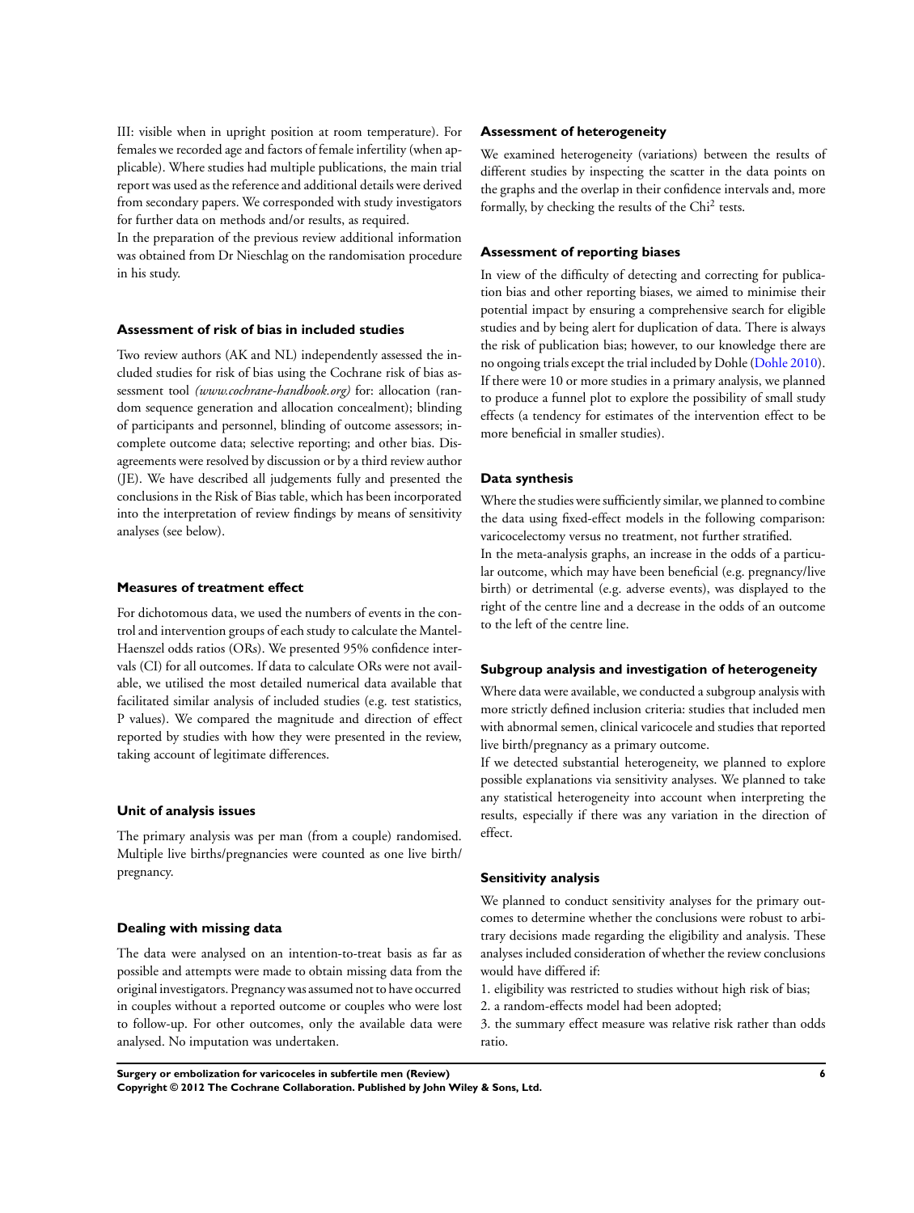III: visible when in upright position at room temperature). For females we recorded age and factors of female infertility (when applicable). Where studies had multiple publications, the main trial report was used as the reference and additional details were derived from secondary papers. We corresponded with study investigators for further data on methods and/or results, as required.

In the preparation of the previous review additional information was obtained from Dr Nieschlag on the randomisation procedure in his study.

### Assessment of risk of bias in included studies

Two review authors (AK and NL) independently assessed the included studies for risk of bias using the Cochrane risk of bias assessment tool *(www.cochrane-handbook.org)* for: allocation (random sequence generation and allocation concealment); blinding of participants and personnel, blinding of outcome assessors; incomplete outcome data; selective reporting; and other bias. Disagreements were resolved by discussion or by a third review author (JE). We have described all judgements fully and presented the conclusions in the Risk of Bias table, which has been incorporated into the interpretation of review findings by means of sensitivity analyses (see below).

### Measures of treatment effect

For dichotomous data, we used the numbers of events in the control and intervention groups of each study to calculate the Mantel-Haenszel odds ratios (ORs). We presented 95% confidence intervals (CI) for all outcomes. If data to calculate ORs were not available, we utilised the most detailed numerical data available that facilitated similar analysis of included studies (e.g. test statistics, P values). We compared the magnitude and direction of effect reported by studies with how they were presented in the review, taking account of legitimate differences.

### Unit of analysis issues

The primary analysis was per man (from a couple) randomised. Multiple live births/pregnancies were counted as one live birth/pregnancy.

### Dealing with missing data

The data were analysed on an intention-to-treat basis as far as possible and attempts were made to obtain missing data from the original investigators. Pregnancy was assumed not to have occurred in couples without a reported outcome or couples who were lost to follow-up. For other outcomes, only the available data were analysed. No imputation was undertaken.

### Assessment of heterogeneity

We examined heterogeneity (variations) between the results of different studies by inspecting the scatter in the data points on the graphs and the overlap in their confidence intervals and, more formally, by checking the results of the $Chi^2$ tests.

### Assessment of reporting biases

In view of the difficulty of detecting and correcting for publication bias and other reporting biases, we aimed to minimise their potential impact by ensuring a comprehensive search for eligible studies and by being alert for duplication of data. There is always the risk of publication bias; however, to our knowledge there are no ongoing trials except the trial included by Dohle (Dohle 2010). If there were 10 or more studies in a primary analysis, we planned to produce a funnel plot to explore the possibility of small study effects (a tendency for estimates of the intervention effect to be more beneficial in smaller studies).

### Data synthesis

Where the studies were sufficiently similar, we planned to combine the data using fixed-effect models in the following comparison: varicocelectomy versus no treatment, not further stratified.

In the meta-analysis graphs, an increase in the odds of a particular outcome, which may have been beneficial (e.g. pregnancy/live birth) or detrimental (e.g. adverse events), was displayed to the right of the centre line and a decrease in the odds of an outcome to the left of the centre line.

### Subgroup analysis and investigation of heterogeneity

Where data were available, we conducted a subgroup analysis with more strictly defined inclusion criteria: studies that included men with abnormal semen, clinical varicocele and studies that reported live birth/pregnancy as a primary outcome.

If we detected substantial heterogeneity, we planned to explore possible explanations via sensitivity analyses. We planned to take any statistical heterogeneity into account when interpreting the results, especially if there was any variation in the direction of effect.

### Sensitivity analysis

We planned to conduct sensitivity analyses for the primary outcomes to determine whether the conclusions were robust to arbitrary decisions made regarding the eligibility and analysis. These analyses included consideration of whether the review conclusions would have differed if:

1. eligibility was restricted to studies without high risk of bias;
2. a random-effects model had been adopted;
3. the summary effect measure was relative risk rather than odds ratio.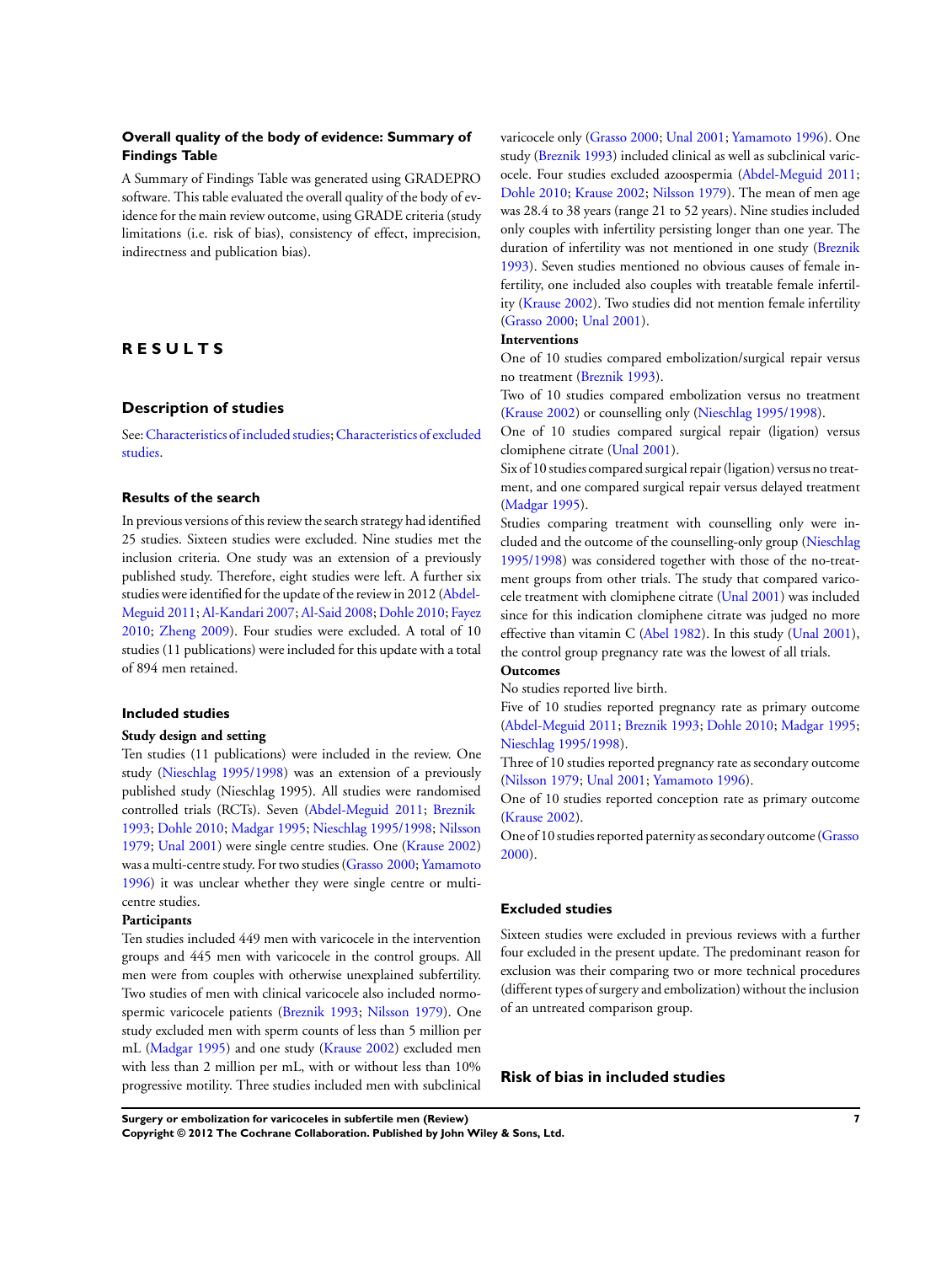### Overall quality of the body of evidence: Summary of Findings Table

A Summary of Findings Table was generated using GRADEPRO software. This table evaluated the overall quality of the body of evidence for the main review outcome, using GRADE criteria (study limitations (i.e. risk of bias), consistency of effect, imprecision, indirectness and publication bias).

# RESULTS

## Description of studies

See: Characteristics of included studies; Characteristics of excluded studies.

### Results of the search

In previous versions of this review the search strategy had identified 25 studies. Sixteen studies were excluded. Nine studies met the inclusion criteria. One study was an extension of a previously published study. Therefore, eight studies were left. A further six studies were identified for the update of the review in 2012 (Abdel-Meguid 2011; Al-Kandari 2007; Al-Said 2008; Dohle 2010; Fayez 2010; Zheng 2009). Four studies were excluded. A total of 10 studies (11 publications) were included for this update with a total of 894 men retained.

### Included studies

**Study design and setting**

Ten studies (11 publications) were included in the review. One study (Nieschlag 1995/1998) was an extension of a previously published study (Nieschlag 1995). All studies were randomised controlled trials (RCTs). Seven (Abdel-Meguid 2011; Breznik 1993; Dohle 2010; Madgar 1995; Nieschlag 1995/1998; Nilsson 1979; Unal 2001) were single centre studies. One (Krause 2002) was a multi-centre study. For two studies (Grasso 2000; Yamamoto 1996) it was unclear whether they were single centre or multi-centre studies.

**Participants**

Ten studies included 449 men with varicocele in the intervention groups and 445 men with varicocele in the control groups. All men were from couples with otherwise unexplained subfertility. Two studies of men with clinical varicocele also included normospermic varicocele patients (Breznik 1993; Nilsson 1979). One study excluded men with sperm counts of less than 5 million per mL (Madgar 1995) and one study (Krause 2002) excluded men with less than 2 million per mL, with or without less than 10% progressive motility. Three studies included men with subclinical varicocele only (Grasso 2000; Unal 2001; Yamamoto 1996). One study (Breznik 1993) included clinical as well as subclinical varicocele. Four studies excluded azoospermia (Abdel-Meguid 2011; Dohle 2010; Krause 2002; Nilsson 1979). The mean of men age was 28.4 to 38 years (range 21 to 52 years). Nine studies included only couples with infertility persisting longer than one year. The duration of infertility was not mentioned in one study (Breznik 1993). Seven studies mentioned no obvious causes of female infertility, one included also couples with treatable female infertility (Krause 2002). Two studies did not mention female infertility (Grasso 2000; Unal 2001).

**Interventions**

One of 10 studies compared embolization/surgical repair versus no treatment (Breznik 1993).

Two of 10 studies compared embolization versus no treatment (Krause 2002) or counselling only (Nieschlag 1995/1998).

One of 10 studies compared surgical repair (ligation) versus clomiphene citrate (Unal 2001).

Six of 10 studies compared surgical repair (ligation) versus no treatment, and one compared surgical repair versus delayed treatment (Madgar 1995).

Studies comparing treatment with counselling only were included and the outcome of the counselling-only group (Nieschlag 1995/1998) was considered together with those of the no-treatment groups from other trials. The study that compared varicocele treatment with clomiphene citrate (Unal 2001) was included since for this indication clomiphene citrate was judged no more effective than vitamin C (Abel 1982). In this study (Unal 2001), the control group pregnancy rate was the lowest of all trials.

**Outcomes**

No studies reported live birth.

Five of 10 studies reported pregnancy rate as primary outcome (Abdel-Meguid 2011; Breznik 1993; Dohle 2010; Madgar 1995; Nieschlag 1995/1998).

Three of 10 studies reported pregnancy rate as secondary outcome (Nilsson 1979; Unal 2001; Yamamoto 1996).

One of 10 studies reported conception rate as primary outcome (Krause 2002).

One of 10 studies reported paternity as secondary outcome (Grasso 2000).

### Excluded studies

Sixteen studies were excluded in previous reviews with a further four excluded in the present update. The predominant reason for exclusion was their comparing two or more technical procedures (different types of surgery and embolization) without the inclusion of an untreated comparison group.

## Risk of bias in included studies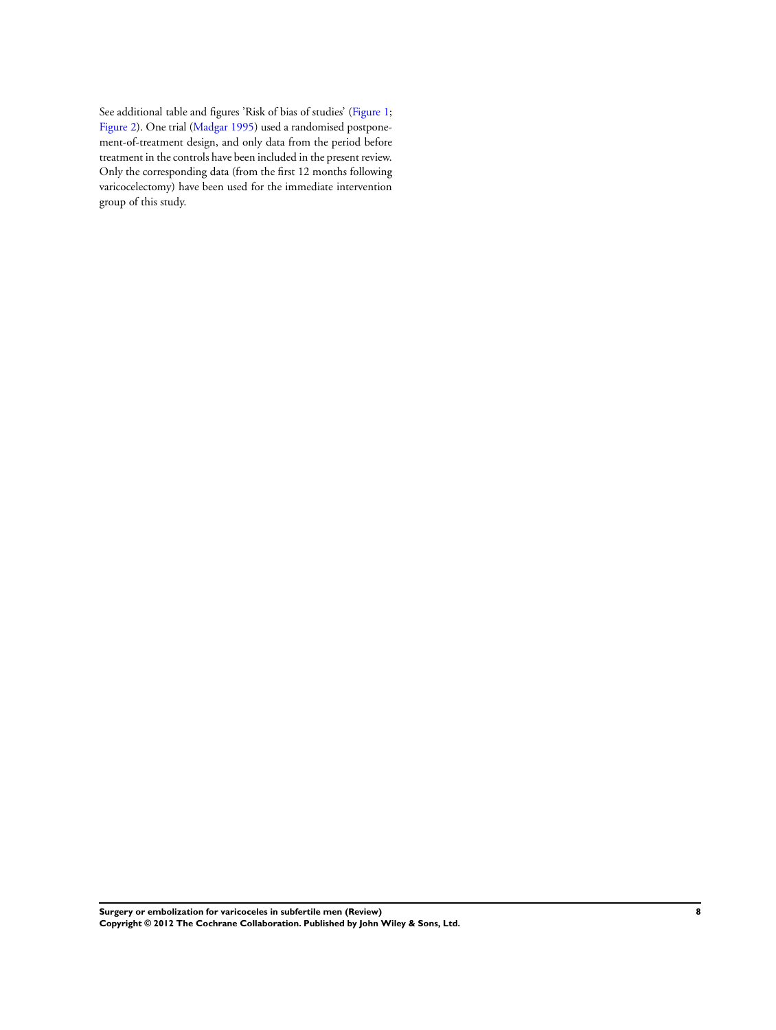See additional table and figures 'Risk of bias of studies' (Figure 1; Figure 2). One trial (Madgar 1995) used a randomised postponement-of-treatment design, and only data from the period before treatment in the controls have been included in the present review. Only the corresponding data (from the first 12 months following varicocelectomy) have been used for the immediate intervention group of this study.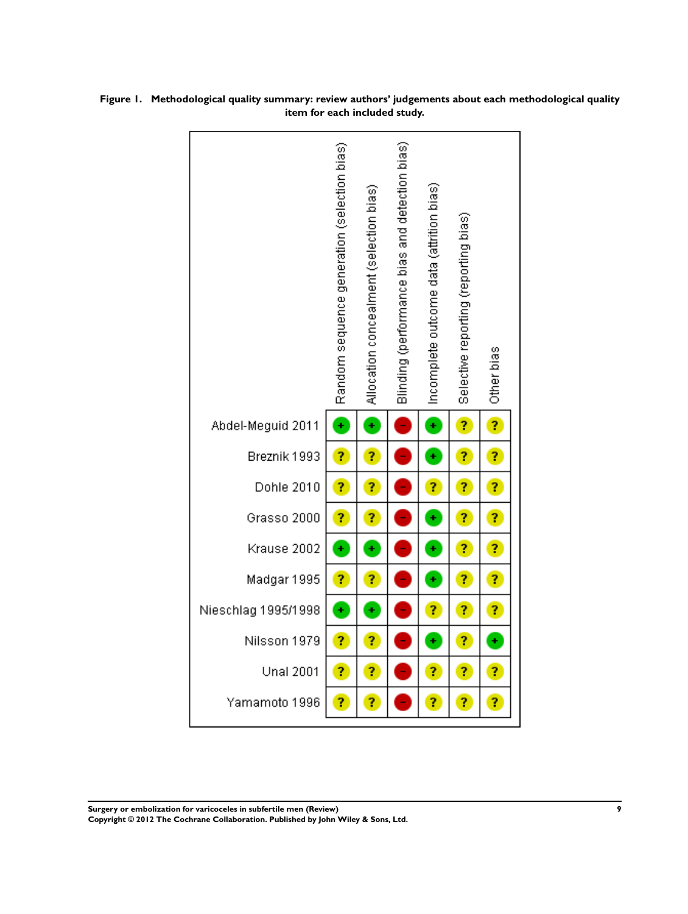**Figure 1. Methodological quality summary: review authors' judgements about each methodological quality item for each included study.**

| | Random sequence generation (selection bias) | Allocation concealment (selection bias) | Blinding (performance bias and detection bias) | Incomplete outcome data (attrition bias) | Selective reporting (reporting bias) | Other bias |
|---|---|---|---|---|---|---|
| Abdel-Meguid 2011 | + | + | - | + | ? | ? |
| Breznik 1993 | ? | ? | - | + | ? | ? |
| Dohle 2010 | ? | ? | - | ? | ? | ? |
| Grasso 2000 | ? | ? | - | + | ? | ? |
| Krause 2002 | + | + | - | + | ? | ? |
| Madgar 1995 | ? | ? | - | + | ? | ? |
| Nieschlag 1995/1998 | + | + | - | ? | ? | ? |
| Nilsson 1979 | ? | ? | - | + | ? | + |
| Unal 2001 | ? | ? | - | ? | ? | ? |
| Yamamoto 1996 | ? | ? | - | ? | ? | ? |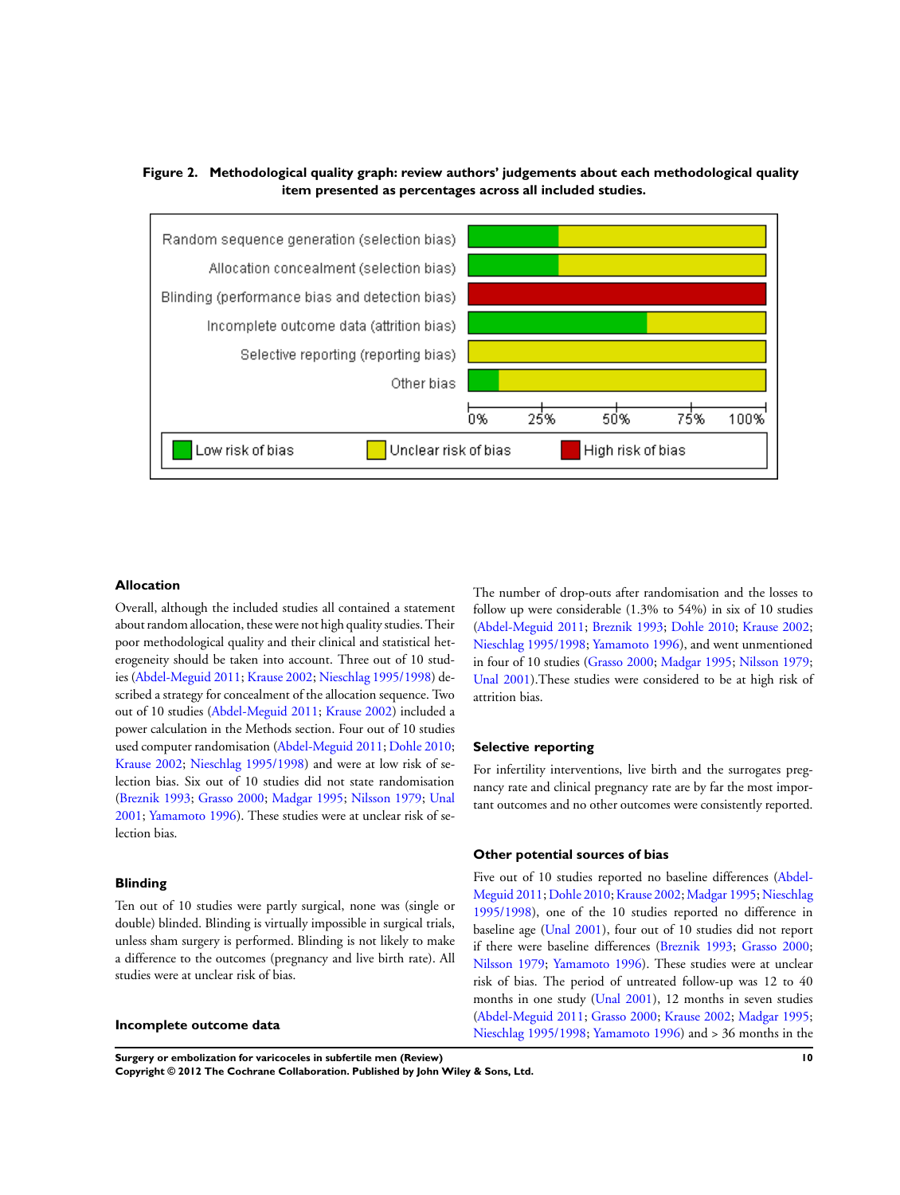**Figure 2. Methodological quality graph: review authors' judgements about each methodological quality item presented as percentages across all included studies.**

### Allocation

Overall, although the included studies all contained a statement about random allocation, these were not high quality studies. Their poor methodological quality and their clinical and statistical heterogeneity should be taken into account. Three out of 10 studies (Abdel-Meguid 2011; Krause 2002; Nieschlag 1995/1998) described a strategy for concealment of the allocation sequence. Two out of 10 studies (Abdel-Meguid 2011; Krause 2002) included a power calculation in the Methods section. Four out of 10 studies used computer randomisation (Abdel-Meguid 2011; Dohle 2010; Krause 2002; Nieschlag 1995/1998) and were at low risk of selection bias. Six out of 10 studies did not state randomisation (Breznik 1993; Grasso 2000; Madgar 1995; Nilsson 1979; Unal 2001; Yamamoto 1996). These studies were at unclear risk of selection bias.

### Blinding

Ten out of 10 studies were partly surgical, none was (single or double) blinded. Blinding is virtually impossible in surgical trials, unless sham surgery is performed. Blinding is not likely to make a difference to the outcomes (pregnancy and live birth rate). All studies were at unclear risk of bias.

### Incomplete outcome data

The number of drop-outs after randomisation and the losses to follow up were considerable (1.3% to 54%) in six of 10 studies (Abdel-Meguid 2011; Breznik 1993; Dohle 2010; Krause 2002; Nieschlag 1995/1998; Yamamoto 1996), and went unmentioned in four of 10 studies (Grasso 2000; Madgar 1995; Nilsson 1979; Unal 2001).These studies were considered to be at high risk of attrition bias.

### Selective reporting

For infertility interventions, live birth and the surrogates pregnancy rate and clinical pregnancy rate are by far the most important outcomes and no other outcomes were consistently reported.

### Other potential sources of bias

Five out of 10 studies reported no baseline differences (Abdel-Meguid 2011; Dohle 2010; Krause 2002; Madgar 1995; Nieschlag 1995/1998), one of the 10 studies reported no difference in baseline age (Unal 2001), four out of 10 studies did not report if there were baseline differences (Breznik 1993; Grasso 2000; Nilsson 1979; Yamamoto 1996). These studies were at unclear risk of bias. The period of untreated follow-up was 12 to 40 months in one study (Unal 2001), 12 months in seven studies (Abdel-Meguid 2011; Grasso 2000; Krause 2002; Madgar 1995; Nieschlag 1995/1998; Yamamoto 1996) and > 36 months in the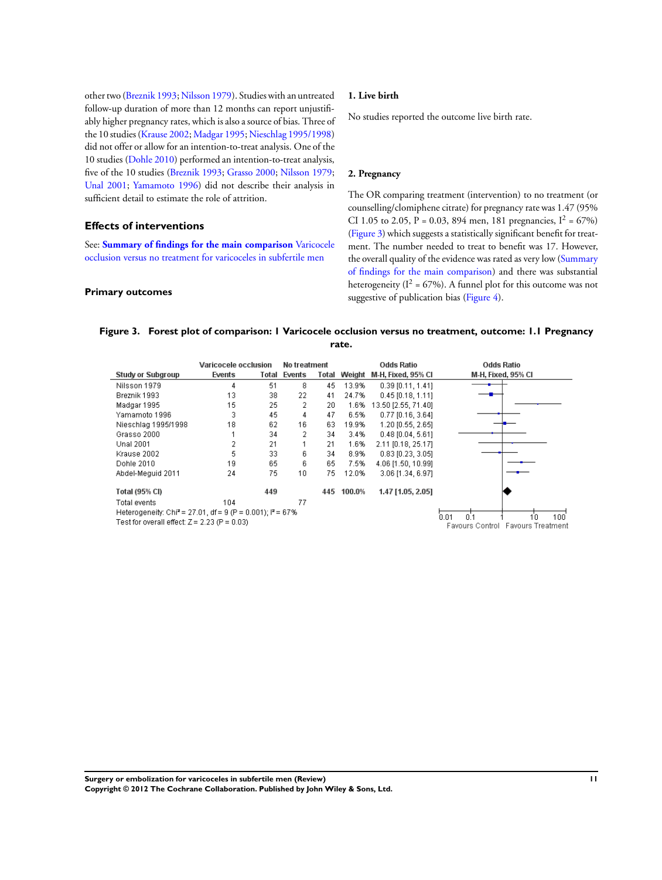other two (Breznik 1993; Nilsson 1979). Studies with an untreated follow-up duration of more than 12 months can report unjustifiably higher pregnancy rates, which is also a source of bias. Three of the 10 studies (Krause 2002; Madgar 1995; Nieschlag 1995/1998) did not offer or allow for an intention-to-treat analysis. One of the 10 studies (Dohle 2010) performed an intention-to-treat analysis, five of the 10 studies (Breznik 1993; Grasso 2000; Nilsson 1979; Unal 2001; Yamamoto 1996) did not describe their analysis in sufficient detail to estimate the role of attrition.

## Effects of interventions

See: **Summary of findings for the main comparison** Varicocele occlusion versus no treatment for varicoceles in subfertile men

### Primary outcomes

#### 1. Live birth

No studies reported the outcome live birth rate.

#### 2. Pregnancy

The OR comparing treatment (intervention) to no treatment (or counselling/clomiphene citrate) for pregnancy rate was 1.47 (95% CI 1.05 to 2.05, P = 0.03, 894 men, 181 pregnancies, $I^2$ = 67%) (Figure 3) which suggests a statistically significant benefit for treatment. The number needed to treat to benefit was 17. However, the overall quality of the evidence was rated as very low (Summary of findings for the main comparison) and there was substantial heterogeneity ($I^2$ = 67%). A funnel plot for this outcome was not suggestive of publication bias (Figure 4).

**Figure 3. Forest plot of comparison: 1 Varicocele occlusion versus no treatment, outcome: 1.1 Pregnancy rate.**

| Study or Subgroup | Varicocele occlusion Events | Varicocele occlusion Total | No treatment Events | No treatment Total | Weight | Odds Ratio M-H, Fixed, 95% CI |
|---|---|---|---|---|---|---|
| Nilsson 1979 | 4 | 51 | 8 | 45 | 13.9% | 0.39 [0.11, 1.41] |
| Breznik 1993 | 13 | 38 | 22 | 41 | 24.7% | 0.45 [0.18, 1.11] |
| Madgar 1995 | 15 | 25 | 2 | 20 | 1.6% | 13.50 [2.55, 71.40] |
| Yamamoto 1996 | 3 | 45 | 4 | 47 | 6.5% | 0.77 [0.16, 3.64] |
| Nieschlag 1995/1998 | 18 | 62 | 16 | 63 | 19.9% | 1.20 [0.55, 2.65] |
| Grasso 2000 | 1 | 34 | 2 | 34 | 3.4% | 0.48 [0.04, 5.61] |
| Unal 2001 | 2 | 21 | 1 | 21 | 1.6% | 2.11 [0.18, 25.17] |
| Krause 2002 | 5 | 33 | 6 | 34 | 8.9% | 0.83 [0.23, 3.05] |
| Dohle 2010 | 19 | 65 | 6 | 65 | 7.5% | 4.06 [1.50, 10.99] |
| Abdel-Meguid 2011 | 24 | 75 | 10 | 75 | 12.0% | 3.06 [1.34, 6.97] |
| **Total (95% CI)** | | **449** | | **445** | **100.0%** | **1.47 [1.05, 2.05]** |
| Total events | 104 | | 77 | | | |

Heterogeneity: Chi² = 27.01, df = 9 (P = 0.001); I² = 67%

Test for overall effect: Z = 2.23 (P = 0.03)

Favours Control | Favours Treatment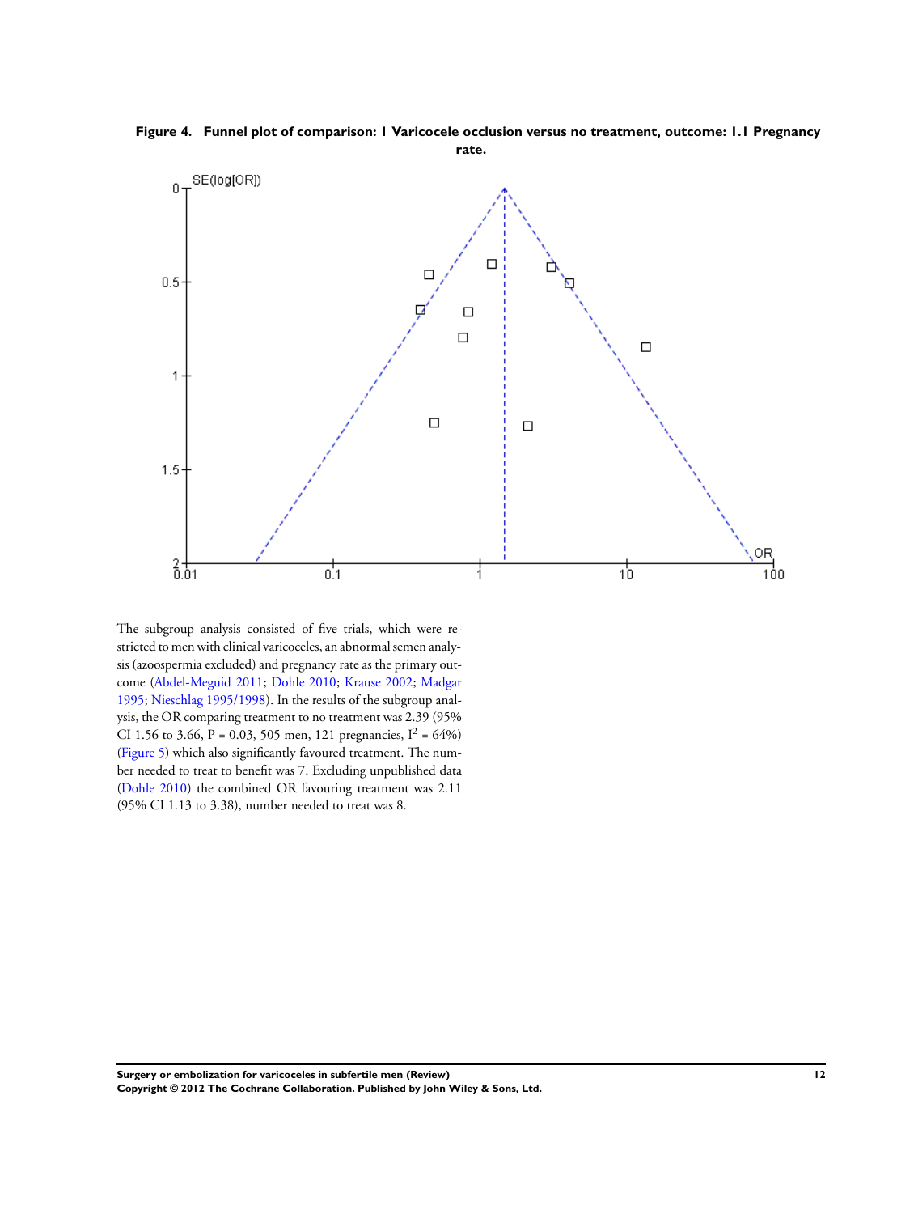**Figure 4. Funnel plot of comparison: 1 Varicocele occlusion versus no treatment, outcome: 1.1 Pregnancy rate.**

The subgroup analysis consisted of five trials, which were restricted to men with clinical varicoceles, an abnormal semen analysis (azoospermia excluded) and pregnancy rate as the primary outcome (Abdel-Meguid 2011; Dohle 2010; Krause 2002; Madgar 1995; Nieschlag 1995/1998). In the results of the subgroup analysis, the OR comparing treatment to no treatment was 2.39 (95% CI 1.56 to 3.66, P = 0.03, 505 men, 121 pregnancies, $I^2$ = 64%) (Figure 5) which also significantly favoured treatment. The number needed to treat to benefit was 7. Excluding unpublished data (Dohle 2010) the combined OR favouring treatment was 2.11 (95% CI 1.13 to 3.38), number needed to treat was 8.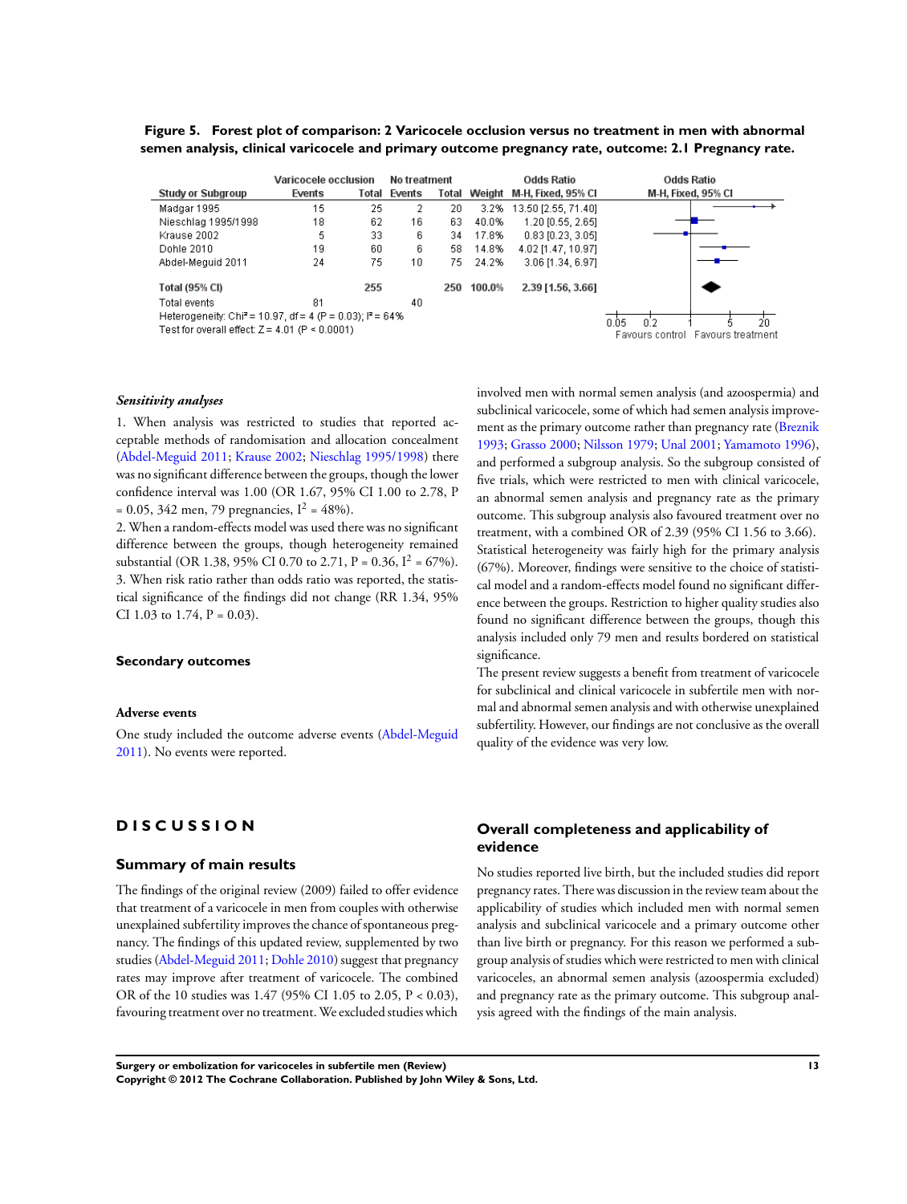**Figure 5. Forest plot of comparison: 2 Varicocele occlusion versus no treatment in men with abnormal semen analysis, clinical varicocele and primary outcome pregnancy rate, outcome: 2.1 Pregnancy rate.**

| Study or Subgroup | Varicocele occlusion Events | Varicocele occlusion Total | No treatment Events | No treatment Total | Weight | Odds Ratio M-H, Fixed, 95% CI |
|---|---|---|---|---|---|---|
| Madgar 1995 | 15 | 25 | 2 | 20 | 3.2% | 13.50 [2.55, 71.40] |
| Nieschlag 1995/1998 | 18 | 62 | 16 | 63 | 40.0% | 1.20 [0.55, 2.65] |
| Krause 2002 | 5 | 33 | 6 | 34 | 17.8% | 0.83 [0.23, 3.05] |
| Dohle 2010 | 19 | 60 | 6 | 58 | 14.8% | 4.02 [1.47, 10.97] |
| Abdel-Meguid 2011 | 24 | 75 | 10 | 75 | 24.2% | 3.06 [1.34, 6.97] |
| **Total (95% CI)** | | **255** | | **250** | **100.0%** | **2.39 [1.56, 3.66]** |
| Total events | 81 | | 40 | | | |

Heterogeneity: Chi² = 10.97, df = 4 (P = 0.03); I² = 64%
Test for overall effect: Z = 4.01 (P < 0.0001)

Favours control / Favours treatment (axis: 0.05, 0.2, 1, 5, 20)

### *Sensitivity analyses*

1. When analysis was restricted to studies that reported acceptable methods of randomisation and allocation concealment (Abdel-Meguid 2011; Krause 2002; Nieschlag 1995/1998) there was no significant difference between the groups, though the lower confidence interval was 1.00 (OR 1.67, 95% CI 1.00 to 2.78, P = 0.05, 342 men, 79 pregnancies, $I^2$ = 48%).

2. When a random-effects model was used there was no significant difference between the groups, though heterogeneity remained substantial (OR 1.38, 95% CI 0.70 to 2.71, P = 0.36, $I^2$ = 67%).

3. When risk ratio rather than odds ratio was reported, the statistical significance of the findings did not change (RR 1.34, 95% CI 1.03 to 1.74, P = 0.03).

### Secondary outcomes

#### Adverse events

One study included the outcome adverse events (Abdel-Meguid 2011). No events were reported.

# DISCUSSION

## Summary of main results

The findings of the original review (2009) failed to offer evidence that treatment of a varicocele in men from couples with otherwise unexplained subfertility improves the chance of spontaneous pregnancy. The findings of this updated review, supplemented by two studies (Abdel-Meguid 2011; Dohle 2010) suggest that pregnancy rates may improve after treatment of varicocele. The combined OR of the 10 studies was 1.47 (95% CI 1.05 to 2.05, P < 0.03), favouring treatment over no treatment. We excluded studies which involved men with normal semen analysis (and azoospermia) and subclinical varicocele, some of which had semen analysis improvement as the primary outcome rather than pregnancy rate (Breznik 1993; Grasso 2000; Nilsson 1979; Unal 2001; Yamamoto 1996), and performed a subgroup analysis. So the subgroup consisted of five trials, which were restricted to men with clinical varicocele, an abnormal semen analysis and pregnancy rate as the primary outcome. This subgroup analysis also favoured treatment over no treatment, with a combined OR of 2.39 (95% CI 1.56 to 3.66). Statistical heterogeneity was fairly high for the primary analysis (67%). Moreover, findings were sensitive to the choice of statistical model and a random-effects model found no significant difference between the groups. Restriction to higher quality studies also found no significant difference between the groups, though this analysis included only 79 men and results bordered on statistical significance.

The present review suggests a benefit from treatment of varicocele for subclinical and clinical varicocele in subfertile men with normal and abnormal semen analysis and with otherwise unexplained subfertility. However, our findings are not conclusive as the overall quality of the evidence was very low.

## Overall completeness and applicability of evidence

No studies reported live birth, but the included studies did report pregnancy rates. There was discussion in the review team about the applicability of studies which included men with normal semen analysis and subclinical varicocele and a primary outcome other than live birth or pregnancy. For this reason we performed a subgroup analysis of studies which were restricted to men with clinical varicoceles, an abnormal semen analysis (azoospermia excluded) and pregnancy rate as the primary outcome. This subgroup analysis agreed with the findings of the main analysis.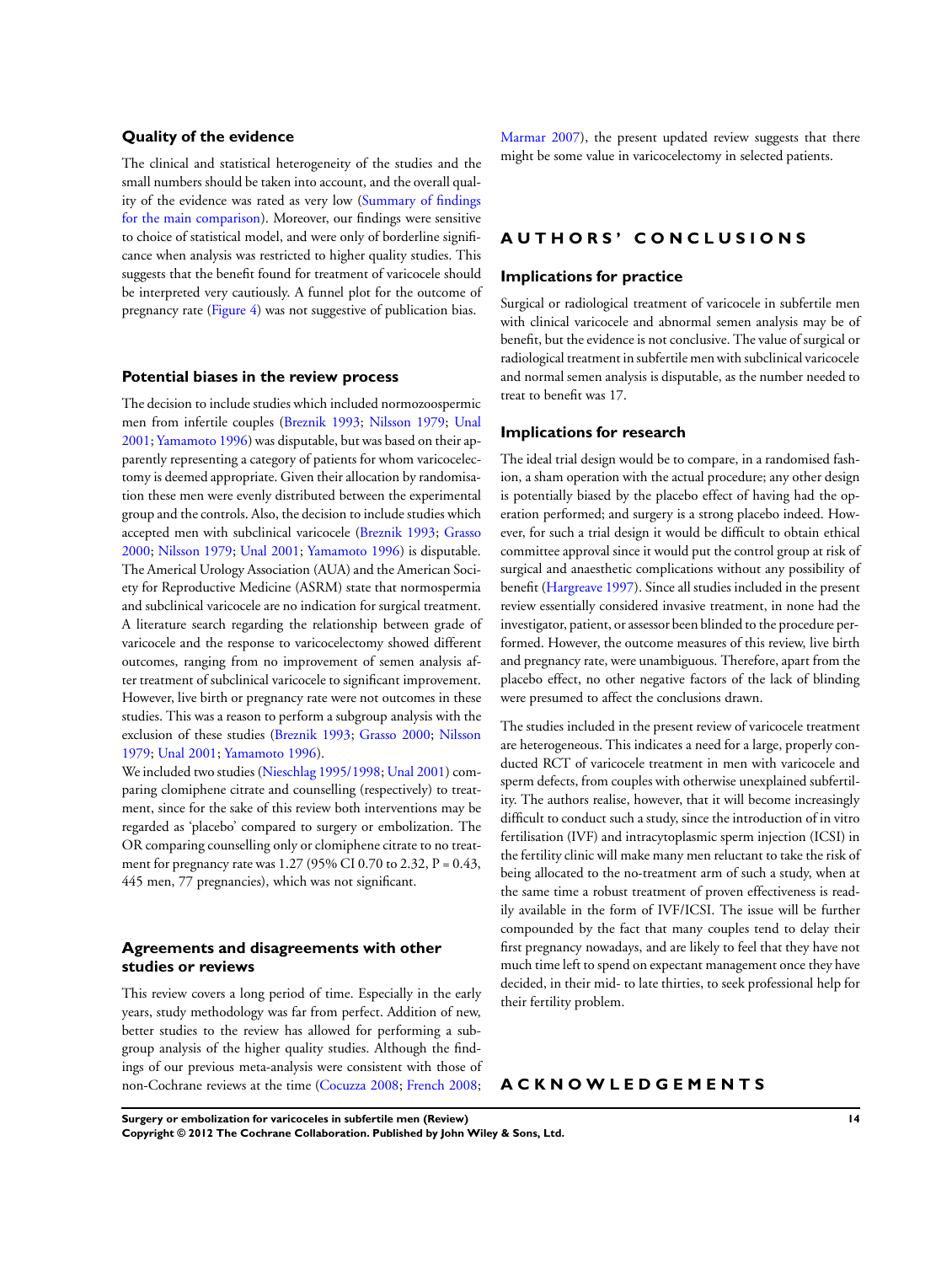### Quality of the evidence

The clinical and statistical heterogeneity of the studies and the small numbers should be taken into account, and the overall quality of the evidence was rated as very low (Summary of findings for the main comparison). Moreover, our findings were sensitive to choice of statistical model, and were only of borderline significance when analysis was restricted to higher quality studies. This suggests that the benefit found for treatment of varicocele should be interpreted very cautiously. A funnel plot for the outcome of pregnancy rate (Figure 4) was not suggestive of publication bias.

### Potential biases in the review process

The decision to include studies which included normozoospermic men from infertile couples (Breznik 1993; Nilsson 1979; Unal 2001; Yamamoto 1996) was disputable, but was based on their apparently representing a category of patients for whom varicocelectomy is deemed appropriate. Given their allocation by randomisation these men were evenly distributed between the experimental group and the controls. Also, the decision to include studies which accepted men with subclinical varicocele (Breznik 1993; Grasso 2000; Nilsson 1979; Unal 2001; Yamamoto 1996) is disputable. The Americal Urology Association (AUA) and the American Society for Reproductive Medicine (ASRM) state that normospermia and subclinical varicocele are no indication for surgical treatment. A literature search regarding the relationship between grade of varicocele and the response to varicocelectomy showed different outcomes, ranging from no improvement of semen analysis after treatment of subclinical varicocele to significant improvement. However, live birth or pregnancy rate were not outcomes in these studies. This was a reason to perform a subgroup analysis with the exclusion of these studies (Breznik 1993; Grasso 2000; Nilsson 1979; Unal 2001; Yamamoto 1996).

We included two studies (Nieschlag 1995/1998; Unal 2001) comparing clomiphene citrate and counselling (respectively) to treatment, since for the sake of this review both interventions may be regarded as 'placebo' compared to surgery or embolization. The OR comparing counselling only or clomiphene citrate to no treatment for pregnancy rate was 1.27 (95% CI 0.70 to 2.32, P = 0.43, 445 men, 77 pregnancies), which was not significant.

### Agreements and disagreements with other studies or reviews

This review covers a long period of time. Especially in the early years, study methodology was far from perfect. Addition of new, better studies to the review has allowed for performing a subgroup analysis of the higher quality studies. Although the findings of our previous meta-analysis were consistent with those of non-Cochrane reviews at the time (Cocuzza 2008; French 2008; Marmar 2007), the present updated review suggests that there might be some value in varicocelectomy in selected patients.

## AUTHORS' CONCLUSIONS

### Implications for practice

Surgical or radiological treatment of varicocele in subfertile men with clinical varicocele and abnormal semen analysis may be of benefit, but the evidence is not conclusive. The value of surgical or radiological treatment in subfertile men with subclinical varicocele and normal semen analysis is disputable, as the number needed to treat to benefit was 17.

### Implications for research

The ideal trial design would be to compare, in a randomised fashion, a sham operation with the actual procedure; any other design is potentially biased by the placebo effect of having had the operation performed; and surgery is a strong placebo indeed. However, for such a trial design it would be difficult to obtain ethical committee approval since it would put the control group at risk of surgical and anaesthetic complications without any possibility of benefit (Hargreave 1997). Since all studies included in the present review essentially considered invasive treatment, in none had the investigator, patient, or assessor been blinded to the procedure performed. However, the outcome measures of this review, live birth and pregnancy rate, were unambiguous. Therefore, apart from the placebo effect, no other negative factors of the lack of blinding were presumed to affect the conclusions drawn.

The studies included in the present review of varicocele treatment are heterogeneous. This indicates a need for a large, properly conducted RCT of varicocele treatment in men with varicocele and sperm defects, from couples with otherwise unexplained subfertility. The authors realise, however, that it will become increasingly difficult to conduct such a study, since the introduction of in vitro fertilisation (IVF) and intracytoplasmic sperm injection (ICSI) in the fertility clinic will make many men reluctant to take the risk of being allocated to the no-treatment arm of such a study, when at the same time a robust treatment of proven effectiveness is readily available in the form of IVF/ICSI. The issue will be further compounded by the fact that many couples tend to delay their first pregnancy nowadays, and are likely to feel that they have not much time left to spend on expectant management once they have decided, in their mid- to late thirties, to seek professional help for their fertility problem.

## ACKNOWLEDGEMENTS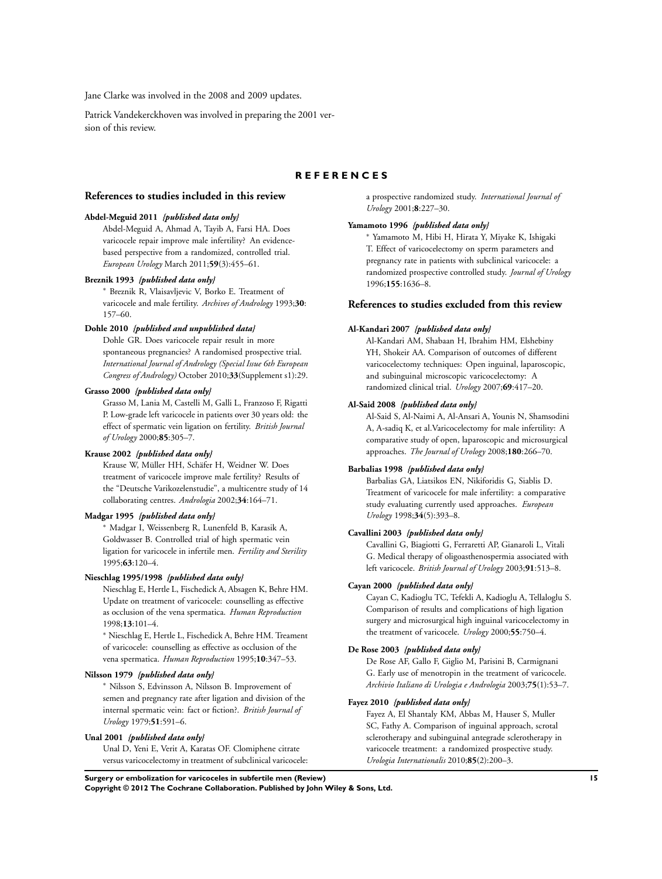Jane Clarke was involved in the 2008 and 2009 updates.

Patrick Vandekerckhoven was involved in preparing the 2001 version of this review.

# REFERENCES

## References to studies included in this review

**Abdel-Meguid 2011** *{published data only}*

Abdel-Meguid A, Ahmad A, Tayib A, Farsi HA. Does varicocele repair improve male infertility? An evidence-based perspective from a randomized, controlled trial. *European Urology* March 2011;**59**(3):455–61.

**Breznik 1993** *{published data only}*

* Breznik R, Vlaisavljevic V, Borko E. Treatment of varicocele and male fertility. *Archives of Andrology* 1993;**30**: 157–60.

**Dohle 2010** *{published and unpublished data}*

Dohle GR. Does varicocele repair result in more spontaneous pregnancies? A randomised prospective trial. *International Journal of Andrology (Special Issue 6th European Congress of Andrology)* October 2010;**33**(Supplement s1):29.

**Grasso 2000** *{published data only}*

Grasso M, Lania M, Castelli M, Galli L, Franzoso F, Rigatti P. Low-grade left varicocele in patients over 30 years old: the effect of spermatic vein ligation on fertility. *British Journal of Urology* 2000;**85**:305–7.

**Krause 2002** *{published data only}*

Krause W, Müller HH, Schäfer H, Weidner W. Does treatment of varicocele improve male fertility? Results of the "Deutsche Varikozelenstudie", a multicentre study of 14 collaborating centres. *Andrologia* 2002;**34**:164–71.

**Madgar 1995** *{published data only}*

* Madgar I, Weissenberg R, Lunenfeld B, Karasik A, Goldwasser B. Controlled trial of high spermatic vein ligation for varicocele in infertile men. *Fertility and Sterility* 1995;**63**:120–4.

**Nieschlag 1995/1998** *{published data only}*

Nieschlag E, Hertle L, Fischedick A, Absagen K, Behre HM. Update on treatment of varicocele: counselling as effective as occlusion of the vena spermatica. *Human Reproduction* 1998;**13**:101–4.

* Nieschlag E, Hertle L, Fischedick A, Behre HM. Treament of varicocele: counselling as effective as occlusion of the vena spermatica. *Human Reproduction* 1995;**10**:347–53.

**Nilsson 1979** *{published data only}*

* Nilsson S, Edvinsson A, Nilsson B. Improvement of semen and pregnancy rate after ligation and division of the internal spermatic vein: fact or fiction?. *British Journal of Urology* 1979;**51**:591–6.

**Unal 2001** *{published data only}*

Unal D, Yeni E, Verit A, Karatas OF. Clomiphene citrate versus varicocelectomy in treatment of subclinical varicocele: a prospective randomized study. *International Journal of Urology* 2001;**8**:227–30.

**Yamamoto 1996** *{published data only}*

* Yamamoto M, Hibi H, Hirata Y, Miyake K, Ishigaki T. Effect of varicocelectomy on sperm parameters and pregnancy rate in patients with subclinical varicocele: a randomized prospective controlled study. *Journal of Urology* 1996;**155**:1636–8.

## References to studies excluded from this review

**Al-Kandari 2007** *{published data only}*

Al-Kandari AM, Shabaan H, Ibrahim HM, Elshebiny YH, Shokeir AA. Comparison of outcomes of different varicocelectomy techniques: Open inguinal, laparoscopic, and subinguinal microscopic varicocelectomy: A randomized clinical trial. *Urology* 2007;**69**:417–20.

**Al-Said 2008** *{published data only}*

Al-Said S, Al-Naimi A, Al-Ansari A, Younis N, Shamsodini A, A-sadiq K, et al.Varicocelectomy for male infertility: A comparative study of open, laparoscopic and microsurgical approaches. *The Journal of Urology* 2008;**180**:266–70.

**Barbalias 1998** *{published data only}*

Barbalias GA, Liatsikos EN, Nikiforidis G, Siablis D. Treatment of varicocele for male infertility: a comparative study evaluating currently used approaches. *European Urology* 1998;**34**(5):393–8.

**Cavallini 2003** *{published data only}*

Cavallini G, Biagiotti G, Ferraretti AP, Gianaroli L, Vitali G. Medical therapy of oligoasthenospermia associated with left varicocele. *British Journal of Urology* 2003;**91**:513–8.

**Cayan 2000** *{published data only}*

Cayan C, Kadioglu TC, Tefekli A, Kadioglu A, Tellaloglu S. Comparison of results and complications of high ligation surgery and microsurgical high inguinal varicocelectomy in the treatment of varicocele. *Urology* 2000;**55**:750–4.

**De Rose 2003** *{published data only}*

De Rose AF, Gallo F, Giglio M, Parisini B, Carmignani G. Early use of menotropin in the treatment of varicocele. *Archivio Italiano di Urologia e Andrologia* 2003;**75**(1):53–7.

**Fayez 2010** *{published data only}*

Fayez A, El Shantaly KM, Abbas M, Hauser S, Muller SC, Fathy A. Comparison of inguinal approach, scrotal sclerotherapy and subinguinal antegrade sclerotherapy in varicocele treatment: a randomized prospective study. *Urologia Internationalis* 2010;**85**(2):200–3.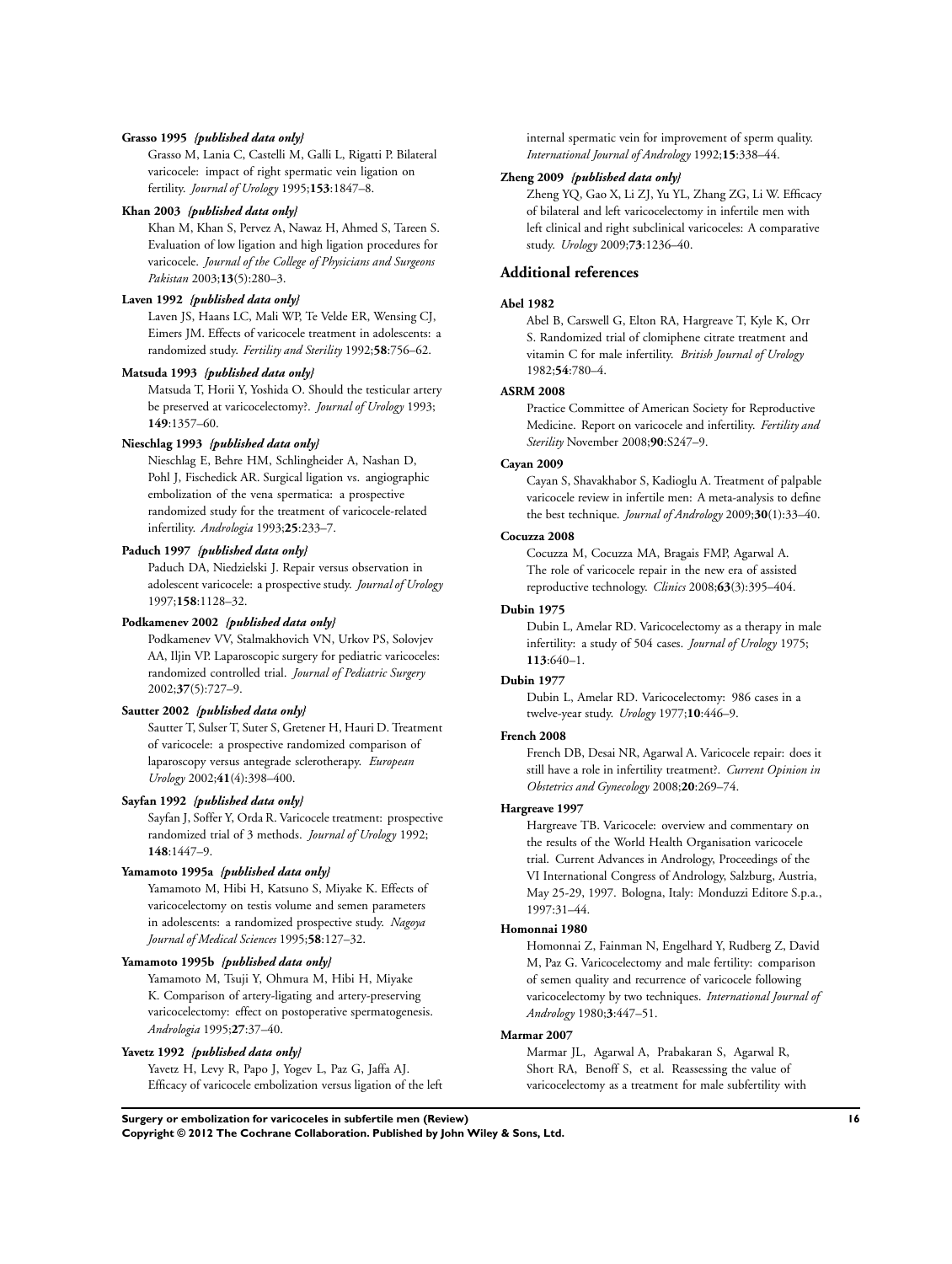**Grasso 1995** *{published data only}*

Grasso M, Lania C, Castelli M, Galli L, Rigatti P. Bilateral varicocele: impact of right spermatic vein ligation on fertility. *Journal of Urology* 1995;**153**:1847–8.

**Khan 2003** *{published data only}*

Khan M, Khan S, Pervez A, Nawaz H, Ahmed S, Tareen S. Evaluation of low ligation and high ligation procedures for varicocele. *Journal of the College of Physicians and Surgeons Pakistan* 2003;**13**(5):280–3.

**Laven 1992** *{published data only}*

Laven JS, Haans LC, Mali WP, Te Velde ER, Wensing CJ, Eimers JM. Effects of varicocele treatment in adolescents: a randomized study. *Fertility and Sterility* 1992;**58**:756–62.

**Matsuda 1993** *{published data only}*

Matsuda T, Horii Y, Yoshida O. Should the testicular artery be preserved at varicocelectomy?. *Journal of Urology* 1993; **149**:1357–60.

**Nieschlag 1993** *{published data only}*

Nieschlag E, Behre HM, Schlingheider A, Nashan D, Pohl J, Fischedick AR. Surgical ligation vs. angiographic embolization of the vena spermatica: a prospective randomized study for the treatment of varicocele-related infertility. *Andrologia* 1993;**25**:233–7.

**Paduch 1997** *{published data only}*

Paduch DA, Niedzielski J. Repair versus observation in adolescent varicocele: a prospective study. *Journal of Urology* 1997;**158**:1128–32.

**Podkamenev 2002** *{published data only}*

Podkamenev VV, Stalmakhovich VN, Urkov PS, Solovjev AA, Iljin VP. Laparoscopic surgery for pediatric varicoceles: randomized controlled trial. *Journal of Pediatric Surgery* 2002;**37**(5):727–9.

**Sautter 2002** *{published data only}*

Sautter T, Sulser T, Suter S, Gretener H, Hauri D. Treatment of varicocele: a prospective randomized comparison of laparoscopy versus antegrade sclerotherapy. *European Urology* 2002;**41**(4):398–400.

**Sayfan 1992** *{published data only}*

Sayfan J, Soffer Y, Orda R. Varicocele treatment: prospective randomized trial of 3 methods. *Journal of Urology* 1992; **148**:1447–9.

**Yamamoto 1995a** *{published data only}*

Yamamoto M, Hibi H, Katsuno S, Miyake K. Effects of varicocelectomy on testis volume and semen parameters in adolescents: a randomized prospective study. *Nagoya Journal of Medical Sciences* 1995;**58**:127–32.

**Yamamoto 1995b** *{published data only}*

Yamamoto M, Tsuji Y, Ohmura M, Hibi H, Miyake K. Comparison of artery-ligating and artery-preserving varicocelectomy: effect on postoperative spermatogenesis. *Andrologia* 1995;**27**:37–40.

**Yavetz 1992** *{published data only}*

Yavetz H, Levy R, Papo J, Yogev L, Paz G, Jaffa AJ. Efficacy of varicocele embolization versus ligation of the left internal spermatic vein for improvement of sperm quality. *International Journal of Andrology* 1992;**15**:338–44.

**Zheng 2009** *{published data only}*

Zheng YQ, Gao X, Li ZJ, Yu YL, Zhang ZG, Li W. Efficacy of bilateral and left varicocelectomy in infertile men with left clinical and right subclinical varicoceles: A comparative study. *Urology* 2009;**73**:1236–40.

## Additional references

**Abel 1982**

Abel B, Carswell G, Elton RA, Hargreave T, Kyle K, Orr S. Randomized trial of clomiphene citrate treatment and vitamin C for male infertility. *British Journal of Urology* 1982;**54**:780–4.

**ASRM 2008**

Practice Committee of American Society for Reproductive Medicine. Report on varicocele and infertility. *Fertility and Sterility* November 2008;**90**:S247–9.

**Cayan 2009**

Cayan S, Shavakhabor S, Kadioglu A. Treatment of palpable varicocele review in infertile men: A meta-analysis to define the best technique. *Journal of Andrology* 2009;**30**(1):33–40.

**Cocuzza 2008**

Cocuzza M, Cocuzza MA, Bragais FMP, Agarwal A. The role of varicocele repair in the new era of assisted reproductive technology. *Clinics* 2008;**63**(3):395–404.

**Dubin 1975**

Dubin L, Amelar RD. Varicocelectomy as a therapy in male infertility: a study of 504 cases. *Journal of Urology* 1975; **113**:640–1.

**Dubin 1977**

Dubin L, Amelar RD. Varicocelectomy: 986 cases in a twelve-year study. *Urology* 1977;**10**:446–9.

**French 2008**

French DB, Desai NR, Agarwal A. Varicocele repair: does it still have a role in infertility treatment?. *Current Opinion in Obstetrics and Gynecology* 2008;**20**:269–74.

**Hargreave 1997**

Hargreave TB. Varicocele: overview and commentary on the results of the World Health Organisation varicocele trial. Current Advances in Andrology, Proceedings of the VI International Congress of Andrology, Salzburg, Austria, May 25-29, 1997. Bologna, Italy: Monduzzi Editore S.p.a., 1997:31–44.

**Homonnai 1980**

Homonnai Z, Fainman N, Engelhard Y, Rudberg Z, David M, Paz G. Varicocelectomy and male fertility: comparison of semen quality and recurrence of varicocele following varicocelectomy by two techniques. *International Journal of Andrology* 1980;**3**:447–51.

**Marmar 2007**

Marmar JL, Agarwal A, Prabakaran S, Agarwal R, Short RA, Benoff S, et al. Reassessing the value of varicocelectomy as a treatment for male subfertility with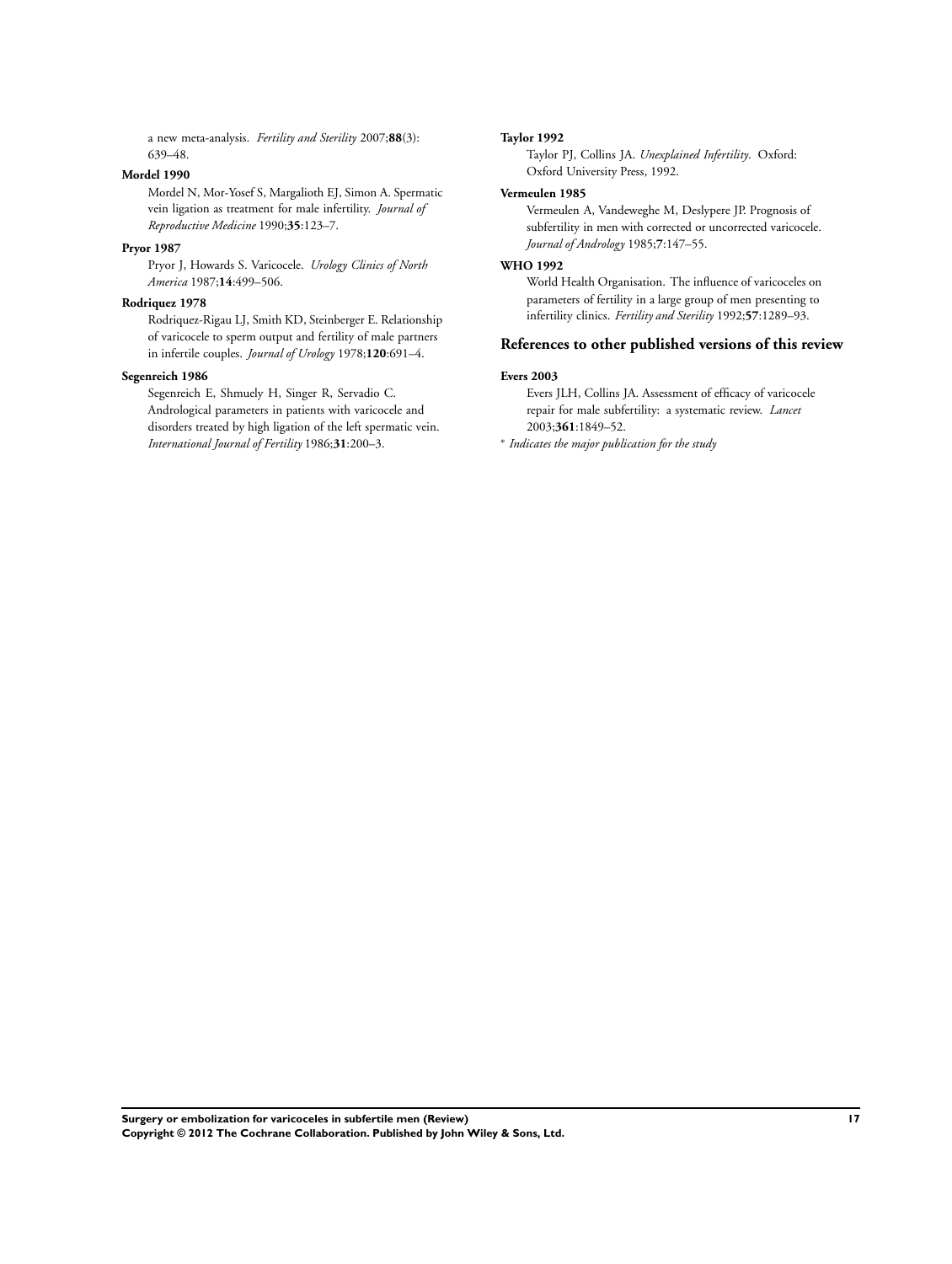a new meta-analysis. *Fertility and Sterility* 2007;**88**(3): 639–48.

**Mordel 1990**

Mordel N, Mor-Yosef S, Margalioth EJ, Simon A. Spermatic vein ligation as treatment for male infertility. *Journal of Reproductive Medicine* 1990;**35**:123–7.

**Pryor 1987**

Pryor J, Howards S. Varicocele. *Urology Clinics of North America* 1987;**14**:499–506.

**Rodriquez 1978**

Rodriquez-Rigau LJ, Smith KD, Steinberger E. Relationship of varicocele to sperm output and fertility of male partners in infertile couples. *Journal of Urology* 1978;**120**:691–4.

**Segenreich 1986**

Segenreich E, Shmuely H, Singer R, Servadio C. Andrological parameters in patients with varicocele and disorders treated by high ligation of the left spermatic vein. *International Journal of Fertility* 1986;**31**:200–3.

**Taylor 1992**

Taylor PJ, Collins JA. *Unexplained Infertility*. Oxford: Oxford University Press, 1992.

**Vermeulen 1985**

Vermeulen A, Vandeweghe M, Deslypere JP. Prognosis of subfertility in men with corrected or uncorrected varicocele. *Journal of Andrology* 1985;**7**:147–55.

**WHO 1992**

World Health Organisation. The influence of varicoceles on parameters of fertility in a large group of men presenting to infertility clinics. *Fertility and Sterility* 1992;**57**:1289–93.

## References to other published versions of this review

**Evers 2003**

Evers JLH, Collins JA. Assessment of efficacy of varicocele repair for male subfertility: a systematic review. *Lancet* 2003;**361**:1849–52.

* *Indicates the major publication for the study*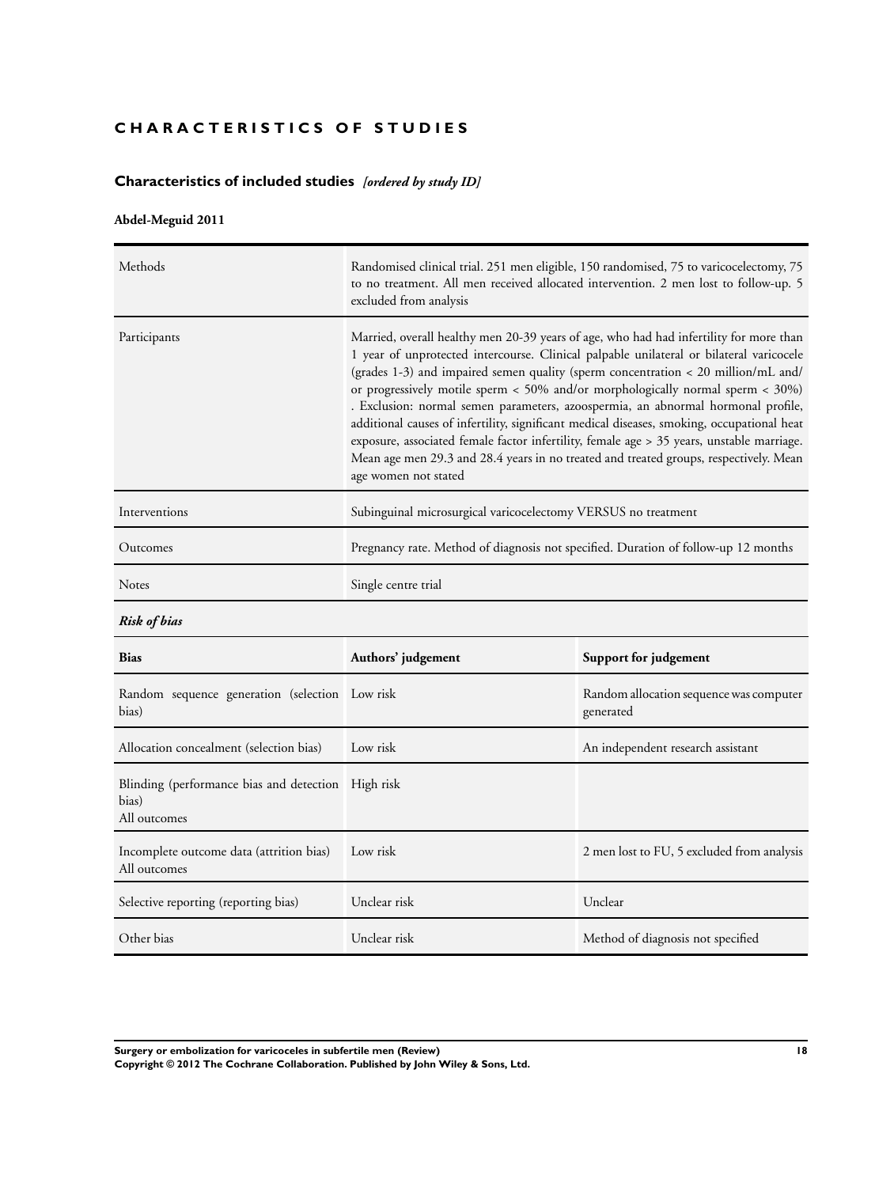# CHARACTERISTICS OF STUDIES

## Characteristics of included studies *[ordered by study ID]*

### Abdel-Meguid 2011

| | |
|---|---|
| Methods | Randomised clinical trial. 251 men eligible, 150 randomised, 75 to varicocelectomy, 75 to no treatment. All men received allocated intervention. 2 men lost to follow-up. 5 excluded from analysis |
| Participants | Married, overall healthy men 20-39 years of age, who had had infertility for more than 1 year of unprotected intercourse. Clinical palpable unilateral or bilateral varicocele (grades 1-3) and impaired semen quality (sperm concentration < 20 million/mL and/or progressively motile sperm < 50% and/or morphologically normal sperm < 30%) . Exclusion: normal semen parameters, azoospermia, an abnormal hormonal profile, additional causes of infertility, significant medical diseases, smoking, occupational heat exposure, associated female factor infertility, female age > 35 years, unstable marriage. Mean age men 29.3 and 28.4 years in no treated and treated groups, respectively. Mean age women not stated |
| Interventions | Subinguinal microsurgical varicocelectomy VERSUS no treatment |
| Outcomes | Pregnancy rate. Method of diagnosis not specified. Duration of follow-up 12 months |
| Notes | Single centre trial |

***Risk of bias***

| Bias | Authors' judgement | Support for judgement |
|---|---|---|
| Random sequence generation (selection bias) | Low risk | Random allocation sequence was computer generated |
| Allocation concealment (selection bias) | Low risk | An independent research assistant |
| Blinding (performance bias and detection bias)<br>All outcomes | High risk | |
| Incomplete outcome data (attrition bias)<br>All outcomes | Low risk | 2 men lost to FU, 5 excluded from analysis |
| Selective reporting (reporting bias) | Unclear risk | Unclear |
| Other bias | Unclear risk | Method of diagnosis not specified |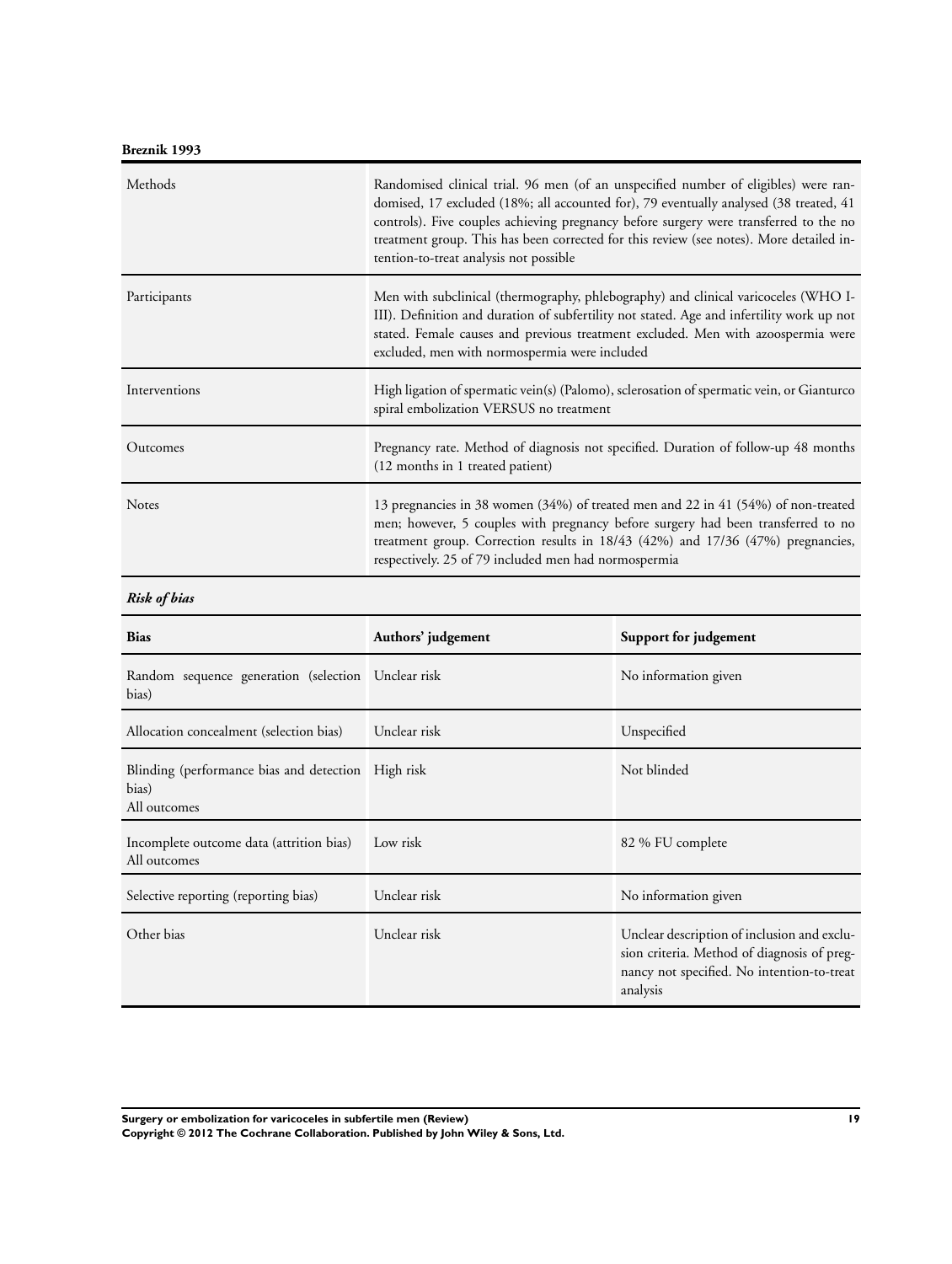**Breznik 1993**

| | |
|---|---|
| Methods | Randomised clinical trial. 96 men (of an unspecified number of eligibles) were randomised, 17 excluded (18%; all accounted for), 79 eventually analysed (38 treated, 41 controls). Five couples achieving pregnancy before surgery were transferred to the no treatment group. This has been corrected for this review (see notes). More detailed intention-to-treat analysis not possible |
| Participants | Men with subclinical (thermography, phlebography) and clinical varicoceles (WHO I-III). Definition and duration of subfertility not stated. Age and infertility work up not stated. Female causes and previous treatment excluded. Men with azoospermia were excluded, men with normospermia were included |
| Interventions | High ligation of spermatic vein(s) (Palomo), sclerosation of spermatic vein, or Gianturco spiral embolization VERSUS no treatment |
| Outcomes | Pregnancy rate. Method of diagnosis not specified. Duration of follow-up 48 months (12 months in 1 treated patient) |
| Notes | 13 pregnancies in 38 women (34%) of treated men and 22 in 41 (54%) of non-treated men; however, 5 couples with pregnancy before surgery had been transferred to no treatment group. Correction results in 18/43 (42%) and 17/36 (47%) pregnancies, respectively. 25 of 79 included men had normospermia |

*Risk of bias*

| Bias | Authors' judgement | Support for judgement |
|---|---|---|
| Random sequence generation (selection bias) | Unclear risk | No information given |
| Allocation concealment (selection bias) | Unclear risk | Unspecified |
| Blinding (performance bias and detection bias) All outcomes | High risk | Not blinded |
| Incomplete outcome data (attrition bias) All outcomes | Low risk | 82 % FU complete |
| Selective reporting (reporting bias) | Unclear risk | No information given |
| Other bias | Unclear risk | Unclear description of inclusion and exclusion criteria. Method of diagnosis of pregnancy not specified. No intention-to-treat analysis |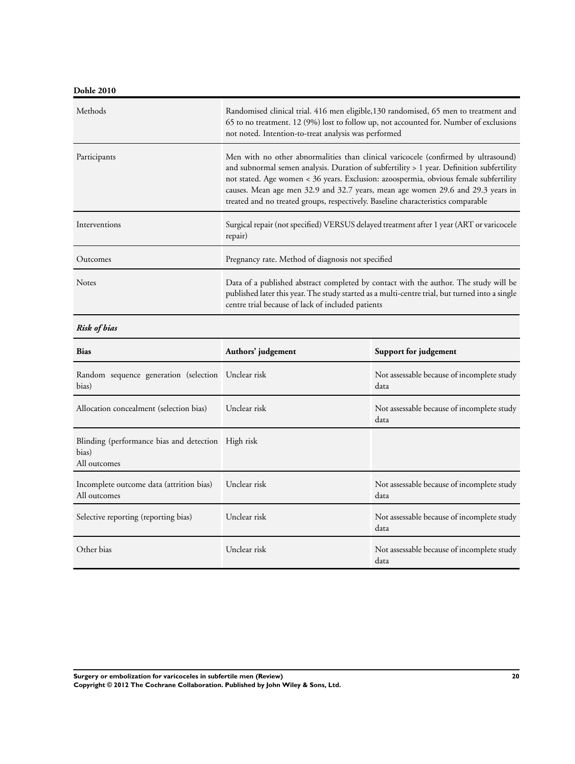**Dohle 2010**

| | |
|---|---|
| Methods | Randomised clinical trial. 416 men eligible,130 randomised, 65 men to treatment and 65 to no treatment. 12 (9%) lost to follow up, not accounted for. Number of exclusions not noted. Intention-to-treat analysis was performed |
| Participants | Men with no other abnormalities than clinical varicocele (confirmed by ultrasound) and subnormal semen analysis. Duration of subfertility > 1 year. Definition subfertility not stated. Age women < 36 years. Exclusion: azoospermia, obvious female subfertility causes. Mean age men 32.9 and 32.7 years, mean age women 29.6 and 29.3 years in treated and no treated groups, respectively. Baseline characteristics comparable |
| Interventions | Surgical repair (not specified) VERSUS delayed treatment after 1 year (ART or varicocele repair) |
| Outcomes | Pregnancy rate. Method of diagnosis not specified |
| Notes | Data of a published abstract completed by contact with the author. The study will be published later this year. The study started as a multi-centre trial, but turned into a single centre trial because of lack of included patients |

***Risk of bias***

| Bias | Authors' judgement | Support for judgement |
|---|---|---|
| Random sequence generation (selection bias) | Unclear risk | Not assessable because of incomplete study data |
| Allocation concealment (selection bias) | Unclear risk | Not assessable because of incomplete study data |
| Blinding (performance bias and detection bias)<br>All outcomes | High risk | |
| Incomplete outcome data (attrition bias)<br>All outcomes | Unclear risk | Not assessable because of incomplete study data |
| Selective reporting (reporting bias) | Unclear risk | Not assessable because of incomplete study data |
| Other bias | Unclear risk | Not assessable because of incomplete study data |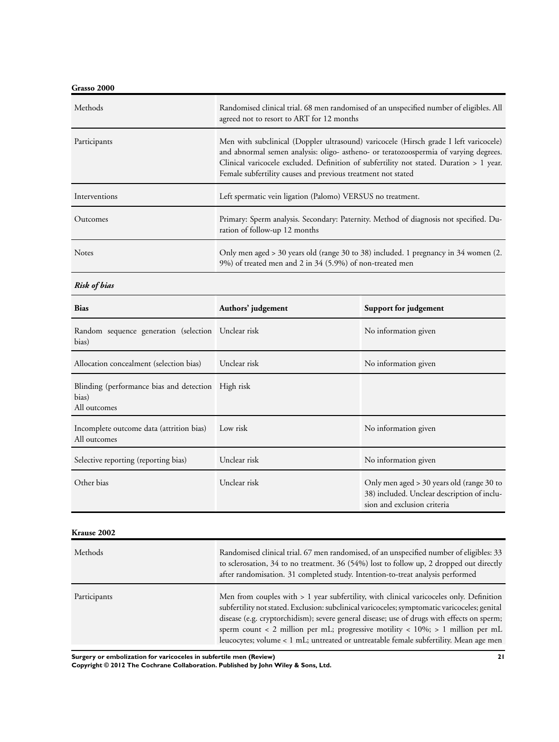**Grasso 2000**

| | |
|---|---|
| Methods | Randomised clinical trial. 68 men randomised of an unspecified number of eligibles. All agreed not to resort to ART for 12 months |
| Participants | Men with subclinical (Doppler ultrasound) varicocele (Hirsch grade I left varicocele) and abnormal semen analysis: oligo- astheno- or teratozoospermia of varying degrees. Clinical varicocele excluded. Definition of subfertility not stated. Duration > 1 year. Female subfertility causes and previous treatment not stated |
| Interventions | Left spermatic vein ligation (Palomo) VERSUS no treatment. |
| Outcomes | Primary: Sperm analysis. Secondary: Paternity. Method of diagnosis not specified. Duration of follow-up 12 months |
| Notes | Only men aged > 30 years old (range 30 to 38) included. 1 pregnancy in 34 women (2.9%) of treated men and 2 in 34 (5.9%) of non-treated men |

***Risk of bias***

| Bias | Authors' judgement | Support for judgement |
|---|---|---|
| Random sequence generation (selection bias) | Unclear risk | No information given |
| Allocation concealment (selection bias) | Unclear risk | No information given |
| Blinding (performance bias and detection bias)<br>All outcomes | High risk | |
| Incomplete outcome data (attrition bias)<br>All outcomes | Low risk | No information given |
| Selective reporting (reporting bias) | Unclear risk | No information given |
| Other bias | Unclear risk | Only men aged > 30 years old (range 30 to 38) included. Unclear description of inclusion and exclusion criteria |

**Krause 2002**

| | |
|---|---|
| Methods | Randomised clinical trial. 67 men randomised, of an unspecified number of eligibles: 33 to sclerosation, 34 to no treatment. 36 (54%) lost to follow up, 2 dropped out directly after randomisation. 31 completed study. Intention-to-treat analysis performed |
| Participants | Men from couples with > 1 year subfertility, with clinical varicoceles only. Definition subfertility not stated. Exclusion: subclinical varicoceles; symptomatic varicoceles; genital disease (e.g. cryptorchidism); severe general disease; use of drugs with effects on sperm; sperm count < 2 million per mL; progressive motility < 10%; > 1 million per mL leucocytes; volume < 1 mL; untreated or untreatable female subfertility. Mean age men |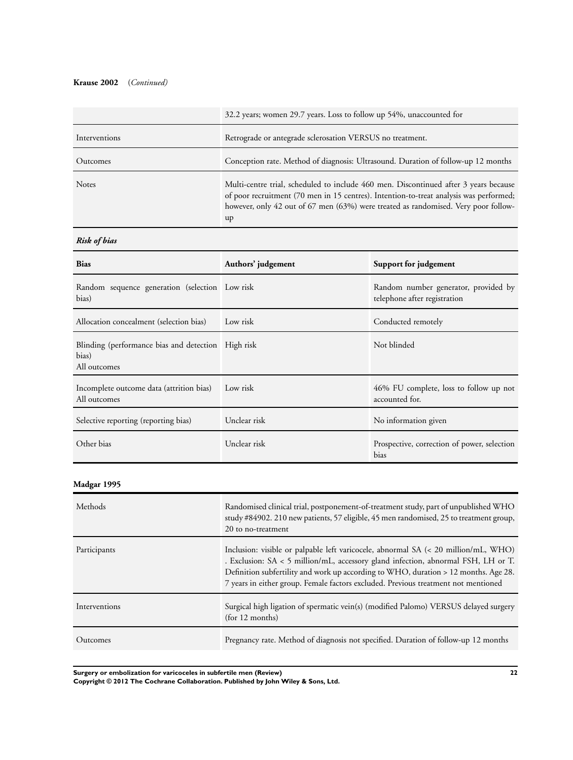**Krause 2002** (*Continued*)

| | |
|---|---|
| | 32.2 years; women 29.7 years. Loss to follow up 54%, unaccounted for |
| Interventions | Retrograde or antegrade sclerosation VERSUS no treatment. |
| Outcomes | Conception rate. Method of diagnosis: Ultrasound. Duration of follow-up 12 months |
| Notes | Multi-centre trial, scheduled to include 460 men. Discontinued after 3 years because of poor recruitment (70 men in 15 centres). Intention-to-treat analysis was performed; however, only 42 out of 67 men (63%) were treated as randomised. Very poor follow-up |

***Risk of bias***

| Bias | Authors' judgement | Support for judgement |
|---|---|---|
| Random sequence generation (selection bias) | Low risk | Random number generator, provided by telephone after registration |
| Allocation concealment (selection bias) | Low risk | Conducted remotely |
| Blinding (performance bias and detection bias)<br>All outcomes | High risk | Not blinded |
| Incomplete outcome data (attrition bias)<br>All outcomes | Low risk | 46% FU complete, loss to follow up not accounted for. |
| Selective reporting (reporting bias) | Unclear risk | No information given |
| Other bias | Unclear risk | Prospective, correction of power, selection bias |

**Madgar 1995**

| | |
|---|---|
| Methods | Randomised clinical trial, postponement-of-treatment study, part of unpublished WHO study #84902. 210 new patients, 57 eligible, 45 men randomised, 25 to treatment group, 20 to no-treatment |
| Participants | Inclusion: visible or palpable left varicocele, abnormal SA (< 20 million/mL, WHO). Exclusion: SA < 5 million/mL, accessory gland infection, abnormal FSH, LH or T. Definition subfertility and work up according to WHO, duration > 12 months. Age 28.7 years in either group. Female factors excluded. Previous treatment not mentioned |
| Interventions | Surgical high ligation of spermatic vein(s) (modified Palomo) VERSUS delayed surgery (for 12 months) |
| Outcomes | Pregnancy rate. Method of diagnosis not specified. Duration of follow-up 12 months |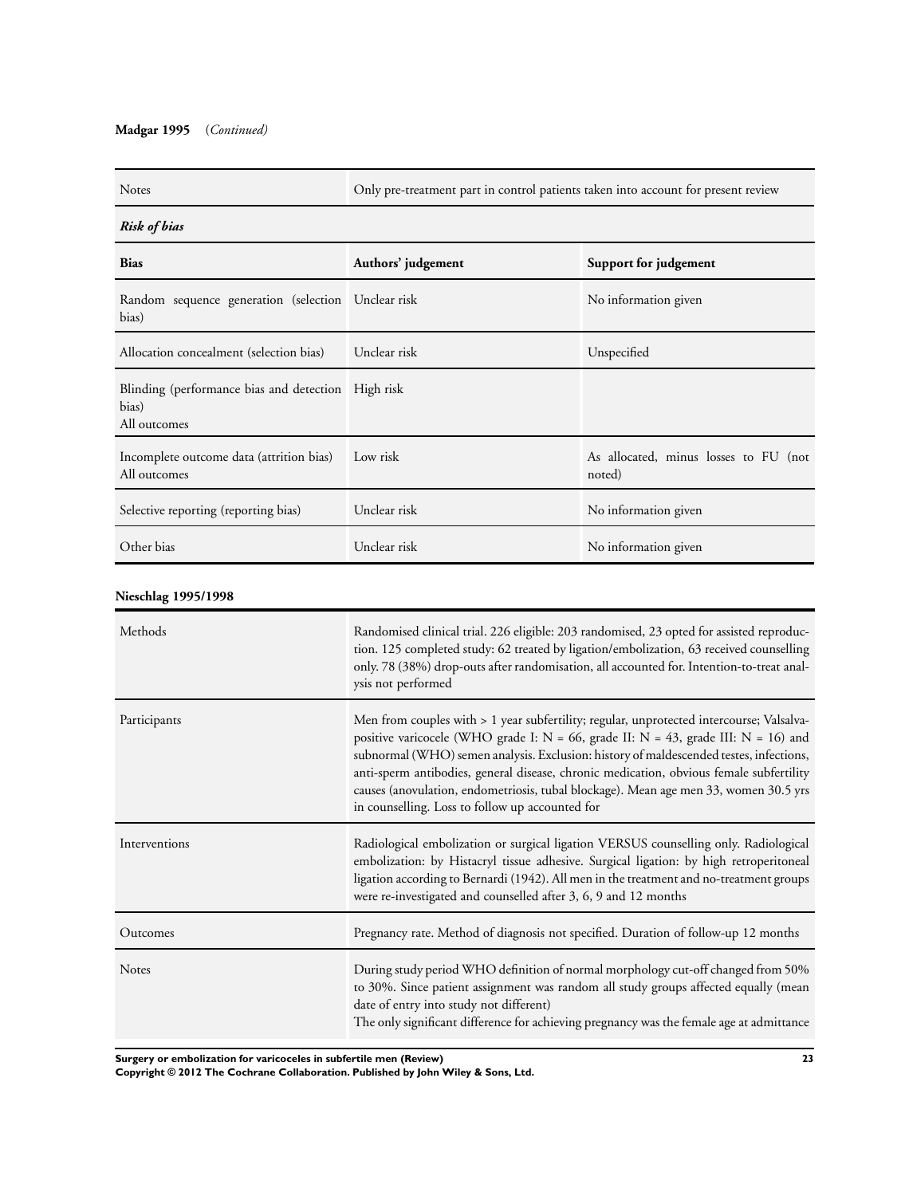**Madgar 1995** (*Continued*)

| | |
|---|---|
| Notes | Only pre-treatment part in control patients taken into account for present review |

***Risk of bias***

| Bias | Authors' judgement | Support for judgement |
|---|---|---|
| Random sequence generation (selection bias) | Unclear risk | No information given |
| Allocation concealment (selection bias) | Unclear risk | Unspecified |
| Blinding (performance bias and detection bias)<br>All outcomes | High risk | |
| Incomplete outcome data (attrition bias)<br>All outcomes | Low risk | As allocated, minus losses to FU (not noted) |
| Selective reporting (reporting bias) | Unclear risk | No information given |
| Other bias | Unclear risk | No information given |

**Nieschlag 1995/1998**

| | |
|---|---|
| Methods | Randomised clinical trial. 226 eligible: 203 randomised, 23 opted for assisted reproduction. 125 completed study: 62 treated by ligation/embolization, 63 received counselling only. 78 (38%) drop-outs after randomisation, all accounted for. Intention-to-treat analysis not performed |
| Participants | Men from couples with > 1 year subfertility; regular, unprotected intercourse; Valsalva-positive varicocele (WHO grade I: N = 66, grade II: N = 43, grade III: N = 16) and subnormal (WHO) semen analysis. Exclusion: history of maldescended testes, infections, anti-sperm antibodies, general disease, chronic medication, obvious female subfertility causes (anovulation, endometriosis, tubal blockage). Mean age men 33, women 30.5 yrs in counselling. Loss to follow up accounted for |
| Interventions | Radiological embolization or surgical ligation VERSUS counselling only. Radiological embolization: by Histacryl tissue adhesive. Surgical ligation: by high retroperitoneal ligation according to Bernardi (1942). All men in the treatment and no-treatment groups were re-investigated and counselled after 3, 6, 9 and 12 months |
| Outcomes | Pregnancy rate. Method of diagnosis not specified. Duration of follow-up 12 months |
| Notes | During study period WHO definition of normal morphology cut-off changed from 50% to 30%. Since patient assignment was random all study groups affected equally (mean date of entry into study not different)<br>The only significant difference for achieving pregnancy was the female age at admittance |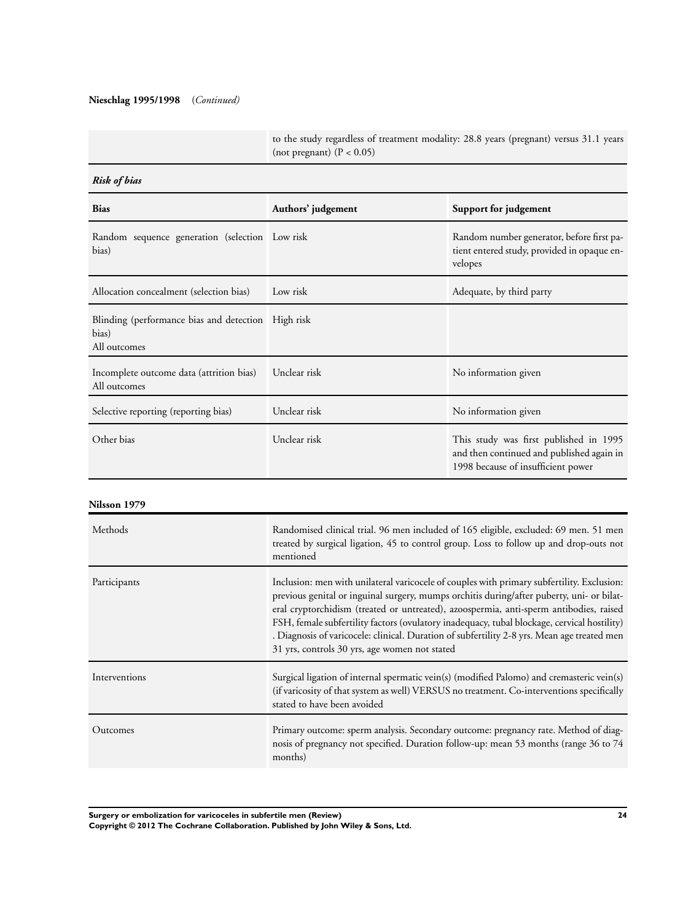**Nieschlag 1995/1998** (*Continued*)

| | |
|---|---|
| | to the study regardless of treatment modality: 28.8 years (pregnant) versus 31.1 years (not pregnant) ($P < 0.05$) |

***Risk of bias***

| Bias | Authors' judgement | Support for judgement |
|---|---|---|
| Random sequence generation (selection bias) | Low risk | Random number generator, before first patient entered study, provided in opaque envelopes |
| Allocation concealment (selection bias) | Low risk | Adequate, by third party |
| Blinding (performance bias and detection bias)<br>All outcomes | High risk | |
| Incomplete outcome data (attrition bias)<br>All outcomes | Unclear risk | No information given |
| Selective reporting (reporting bias) | Unclear risk | No information given |
| Other bias | Unclear risk | This study was first published in 1995 and then continued and published again in 1998 because of insufficient power |

**Nilsson 1979**

| | |
|---|---|
| Methods | Randomised clinical trial. 96 men included of 165 eligible, excluded: 69 men. 51 men treated by surgical ligation, 45 to control group. Loss to follow up and drop-outs not mentioned |
| Participants | Inclusion: men with unilateral varicocele of couples with primary subfertility. Exclusion: previous genital or inguinal surgery, mumps orchitis during/after puberty, uni- or bilateral cryptorchidism (treated or untreated), azoospermia, anti-sperm antibodies, raised FSH, female subfertility factors (ovulatory inadequacy, tubal blockage, cervical hostility). Diagnosis of varicocele: clinical. Duration of subfertility 2-8 yrs. Mean age treated men 31 yrs, controls 30 yrs, age women not stated |
| Interventions | Surgical ligation of internal spermatic vein(s) (modified Palomo) and cremasteric vein(s) (if varicosity of that system as well) VERSUS no treatment. Co-interventions specifically stated to have been avoided |
| Outcomes | Primary outcome: sperm analysis. Secondary outcome: pregnancy rate. Method of diagnosis of pregnancy not specified. Duration follow-up: mean 53 months (range 36 to 74 months) |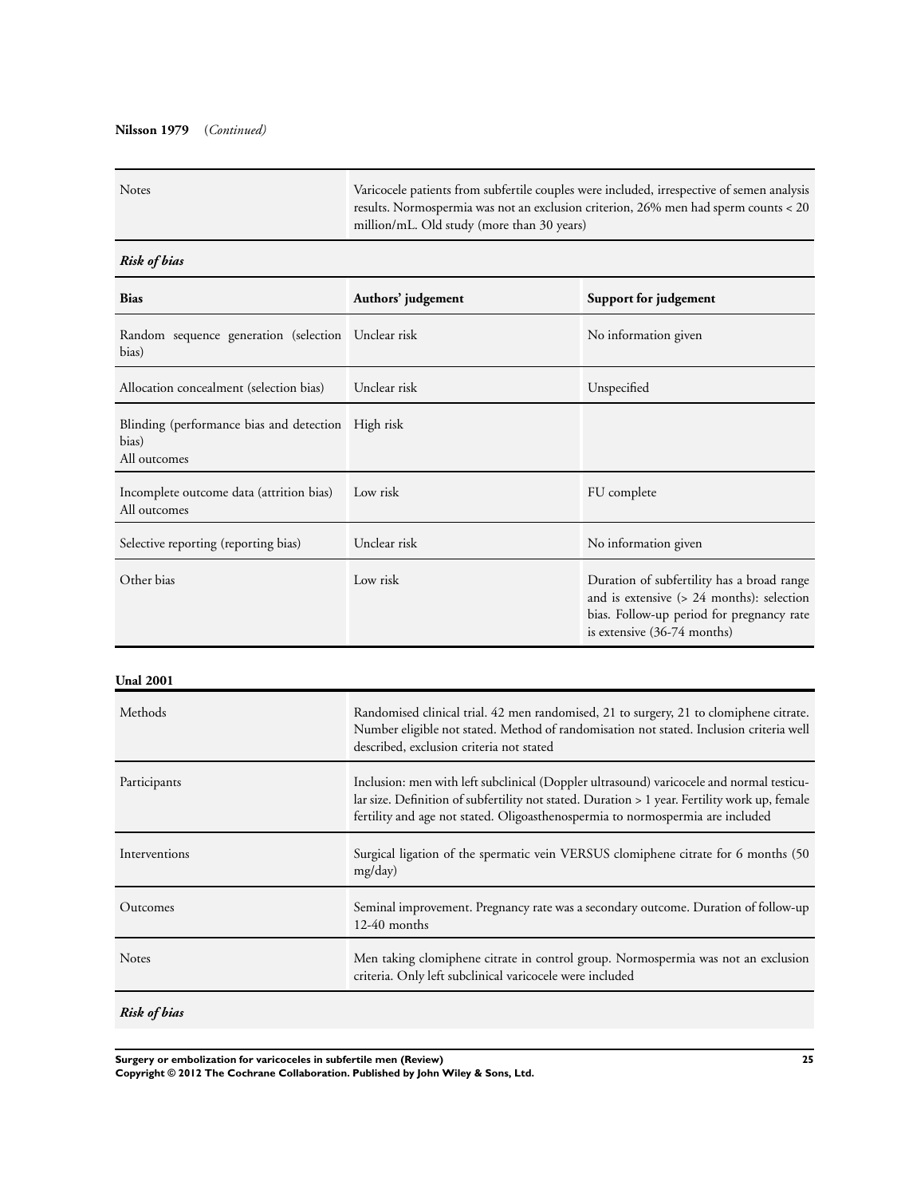**Nilsson 1979** (*Continued*)

| | |
|---|---|
| Notes | Varicocele patients from subfertile couples were included, irrespective of semen analysis results. Normospermia was not an exclusion criterion, 26% men had sperm counts < 20 million/mL. Old study (more than 30 years) |

***Risk of bias***

| Bias | Authors' judgement | Support for judgement |
|---|---|---|
| Random sequence generation (selection bias) | Unclear risk | No information given |
| Allocation concealment (selection bias) | Unclear risk | Unspecified |
| Blinding (performance bias and detection bias)<br>All outcomes | High risk | |
| Incomplete outcome data (attrition bias)<br>All outcomes | Low risk | FU complete |
| Selective reporting (reporting bias) | Unclear risk | No information given |
| Other bias | Low risk | Duration of subfertility has a broad range and is extensive (> 24 months): selection bias. Follow-up period for pregnancy rate is extensive (36-74 months) |

**Unal 2001**

| | |
|---|---|
| Methods | Randomised clinical trial. 42 men randomised, 21 to surgery, 21 to clomiphene citrate. Number eligible not stated. Method of randomisation not stated. Inclusion criteria well described, exclusion criteria not stated |
| Participants | Inclusion: men with left subclinical (Doppler ultrasound) varicocele and normal testicular size. Definition of subfertility not stated. Duration > 1 year. Fertility work up, female fertility and age not stated. Oligoasthenospermia to normospermia are included |
| Interventions | Surgical ligation of the spermatic vein VERSUS clomiphene citrate for 6 months (50 mg/day) |
| Outcomes | Seminal improvement. Pregnancy rate was a secondary outcome. Duration of follow-up 12-40 months |
| Notes | Men taking clomiphene citrate in control group. Normospermia was not an exclusion criteria. Only left subclinical varicocele were included |

***Risk of bias***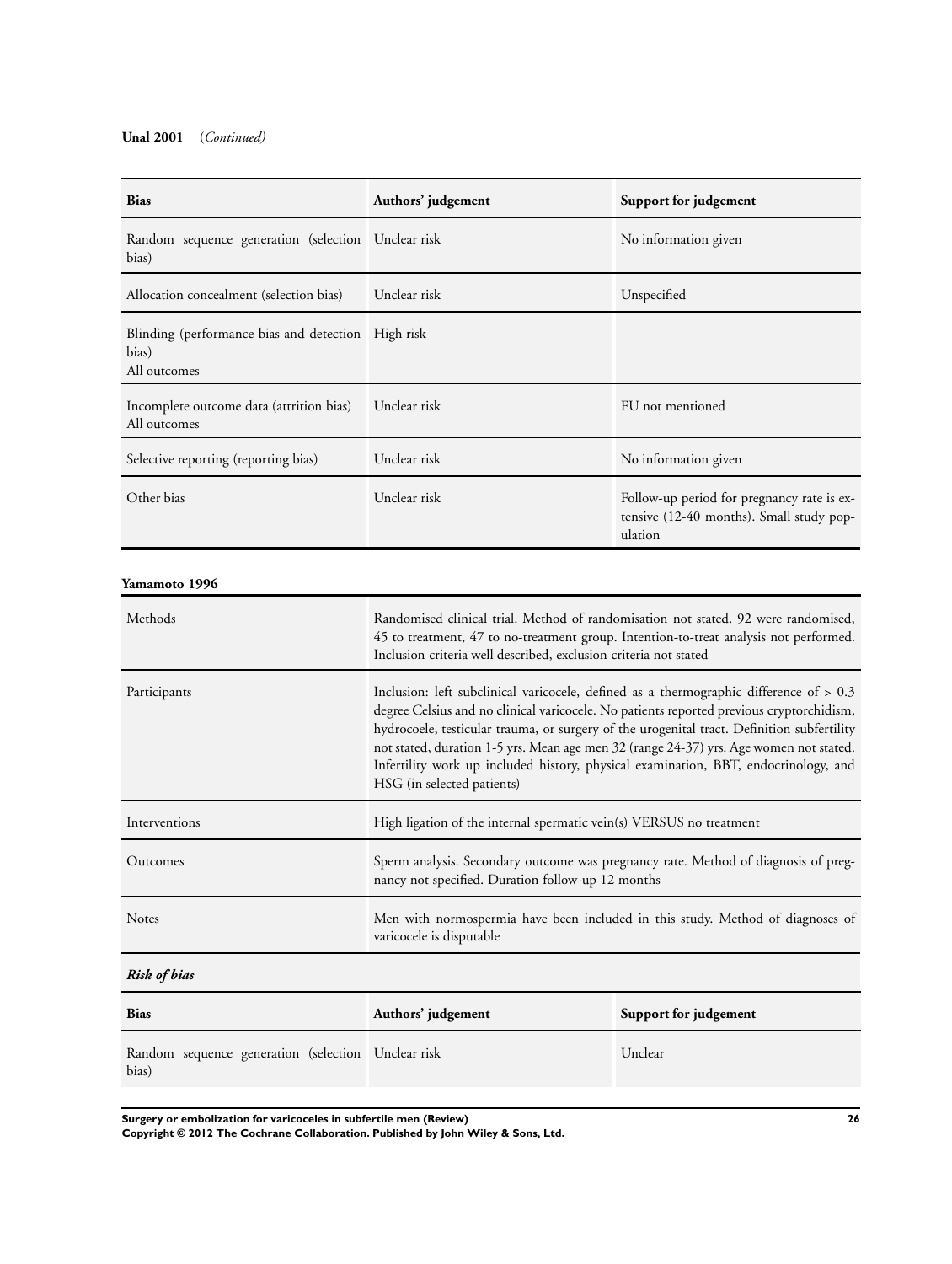**Unal 2001** (*Continued)*

| Bias | Authors' judgement | Support for judgement |
|---|---|---|
| Random sequence generation (selection bias) | Unclear risk | No information given |
| Allocation concealment (selection bias) | Unclear risk | Unspecified |
| Blinding (performance bias and detection bias) All outcomes | High risk | |
| Incomplete outcome data (attrition bias) All outcomes | Unclear risk | FU not mentioned |
| Selective reporting (reporting bias) | Unclear risk | No information given |
| Other bias | Unclear risk | Follow-up period for pregnancy rate is extensive (12-40 months). Small study population |

**Yamamoto 1996**

| | |
|---|---|
| Methods | Randomised clinical trial. Method of randomisation not stated. 92 were randomised, 45 to treatment, 47 to no-treatment group. Intention-to-treat analysis not performed. Inclusion criteria well described, exclusion criteria not stated |
| Participants | Inclusion: left subclinical varicocele, defined as a thermographic difference of > 0.3 degree Celsius and no clinical varicocele. No patients reported previous cryptorchidism, hydrocoele, testicular trauma, or surgery of the urogenital tract. Definition subfertility not stated, duration 1-5 yrs. Mean age men 32 (range 24-37) yrs. Age women not stated. Infertility work up included history, physical examination, BBT, endocrinology, and HSG (in selected patients) |
| Interventions | High ligation of the internal spermatic vein(s) VERSUS no treatment |
| Outcomes | Sperm analysis. Secondary outcome was pregnancy rate. Method of diagnosis of pregnancy not specified. Duration follow-up 12 months |
| Notes | Men with normospermia have been included in this study. Method of diagnoses of varicocele is disputable |

***Risk of bias***

| Bias | Authors' judgement | Support for judgement |
|---|---|---|
| Random sequence generation (selection bias) | Unclear risk | Unclear |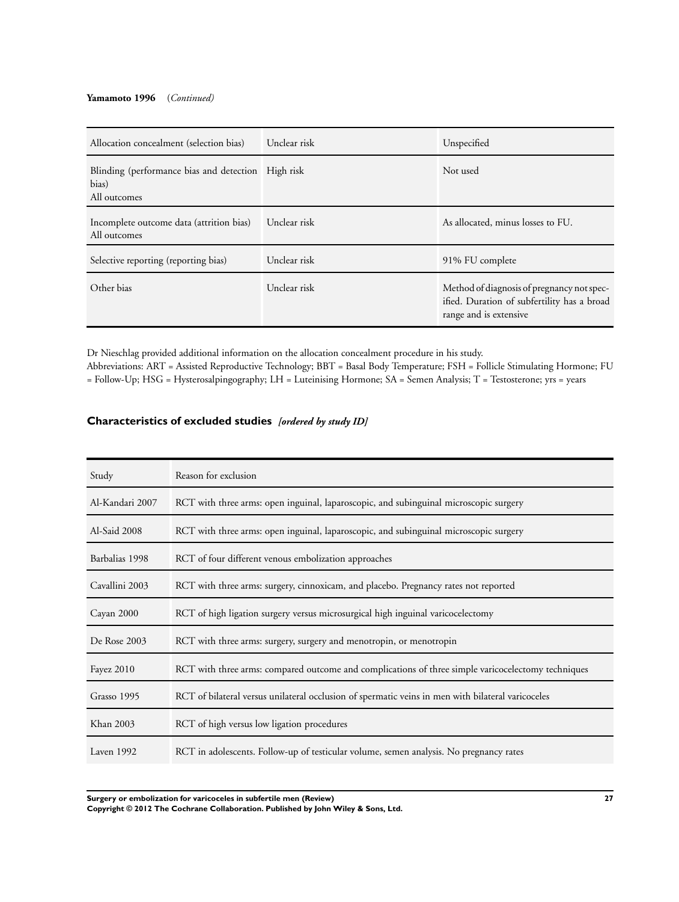**Yamamoto 1996** *(Continued)*

| | | |
|---|---|---|
| Allocation concealment (selection bias) | Unclear risk | Unspecified |
| Blinding (performance bias and detection bias)<br>All outcomes | High risk | Not used |
| Incomplete outcome data (attrition bias)<br>All outcomes | Unclear risk | As allocated, minus losses to FU. |
| Selective reporting (reporting bias) | Unclear risk | 91% FU complete |
| Other bias | Unclear risk | Method of diagnosis of pregnancy not specified. Duration of subfertility has a broad range and is extensive |

Dr Nieschlag provided additional information on the allocation concealment procedure in his study.
Abbreviations: ART = Assisted Reproductive Technology; BBT = Basal Body Temperature; FSH = Follicle Stimulating Hormone; FU = Follow-Up; HSG = Hysterosalpingography; LH = Luteinising Hormone; SA = Semen Analysis; T = Testosterone; yrs = years

## Characteristics of excluded studies *[ordered by study ID]*

| Study | Reason for exclusion |
|---|---|
| Al-Kandari 2007 | RCT with three arms: open inguinal, laparoscopic, and subinguinal microscopic surgery |
| Al-Said 2008 | RCT with three arms: open inguinal, laparoscopic, and subinguinal microscopic surgery |
| Barbalias 1998 | RCT of four different venous embolization approaches |
| Cavallini 2003 | RCT with three arms: surgery, cinnoxicam, and placebo. Pregnancy rates not reported |
| Cayan 2000 | RCT of high ligation surgery versus microsurgical high inguinal varicocelectomy |
| De Rose 2003 | RCT with three arms: surgery, surgery and menotropin, or menotropin |
| Fayez 2010 | RCT with three arms: compared outcome and complications of three simple varicocelectomy techniques |
| Grasso 1995 | RCT of bilateral versus unilateral occlusion of spermatic veins in men with bilateral varicoceles |
| Khan 2003 | RCT of high versus low ligation procedures |
| Laven 1992 | RCT in adolescents. Follow-up of testicular volume, semen analysis. No pregnancy rates |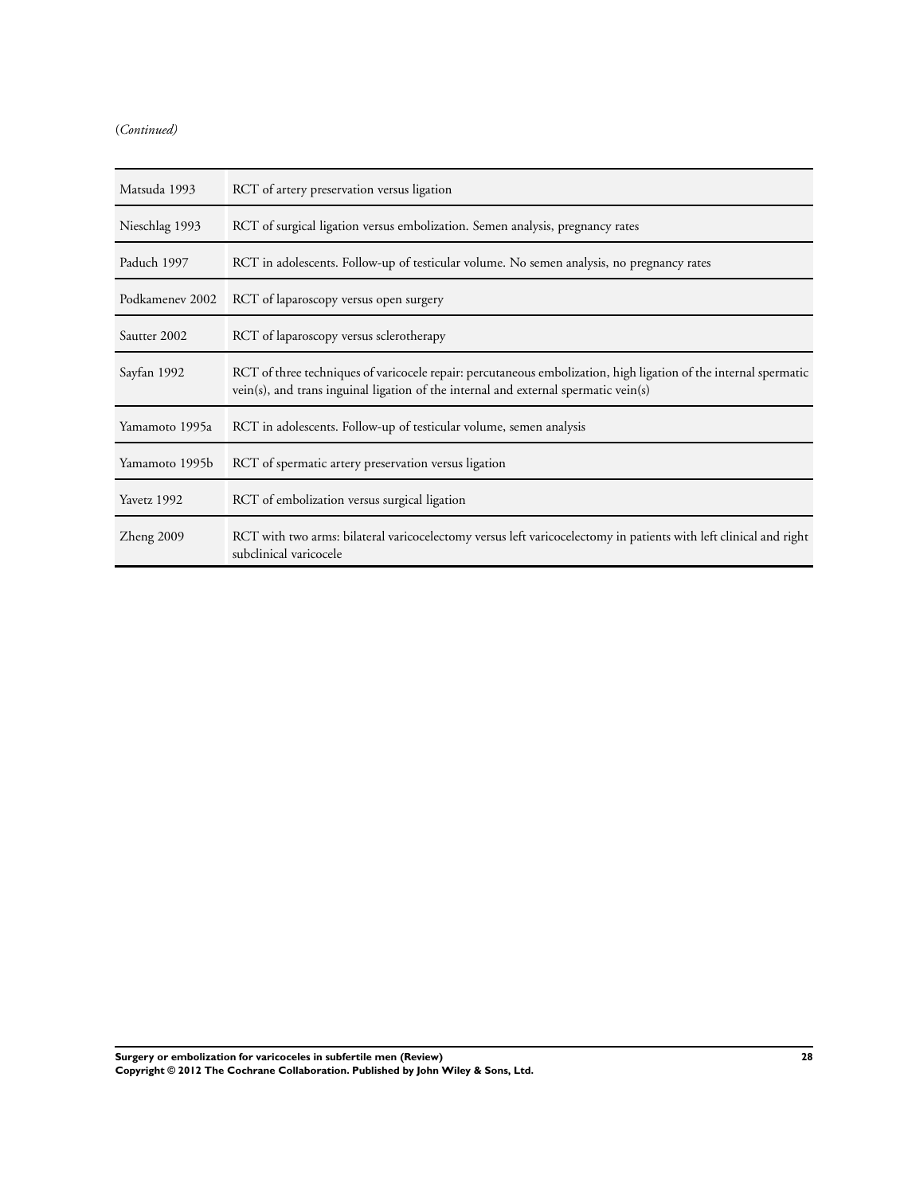(*Continued*)

| | |
|---|---|
| Matsuda 1993 | RCT of artery preservation versus ligation |
| Nieschlag 1993 | RCT of surgical ligation versus embolization. Semen analysis, pregnancy rates |
| Paduch 1997 | RCT in adolescents. Follow-up of testicular volume. No semen analysis, no pregnancy rates |
| Podkamenev 2002 | RCT of laparoscopy versus open surgery |
| Sautter 2002 | RCT of laparoscopy versus sclerotherapy |
| Sayfan 1992 | RCT of three techniques of varicocele repair: percutaneous embolization, high ligation of the internal spermatic vein(s), and trans inguinal ligation of the internal and external spermatic vein(s) |
| Yamamoto 1995a | RCT in adolescents. Follow-up of testicular volume, semen analysis |
| Yamamoto 1995b | RCT of spermatic artery preservation versus ligation |
| Yavetz 1992 | RCT of embolization versus surgical ligation |
| Zheng 2009 | RCT with two arms: bilateral varicocelectomy versus left varicocelectomy in patients with left clinical and right subclinical varicocele |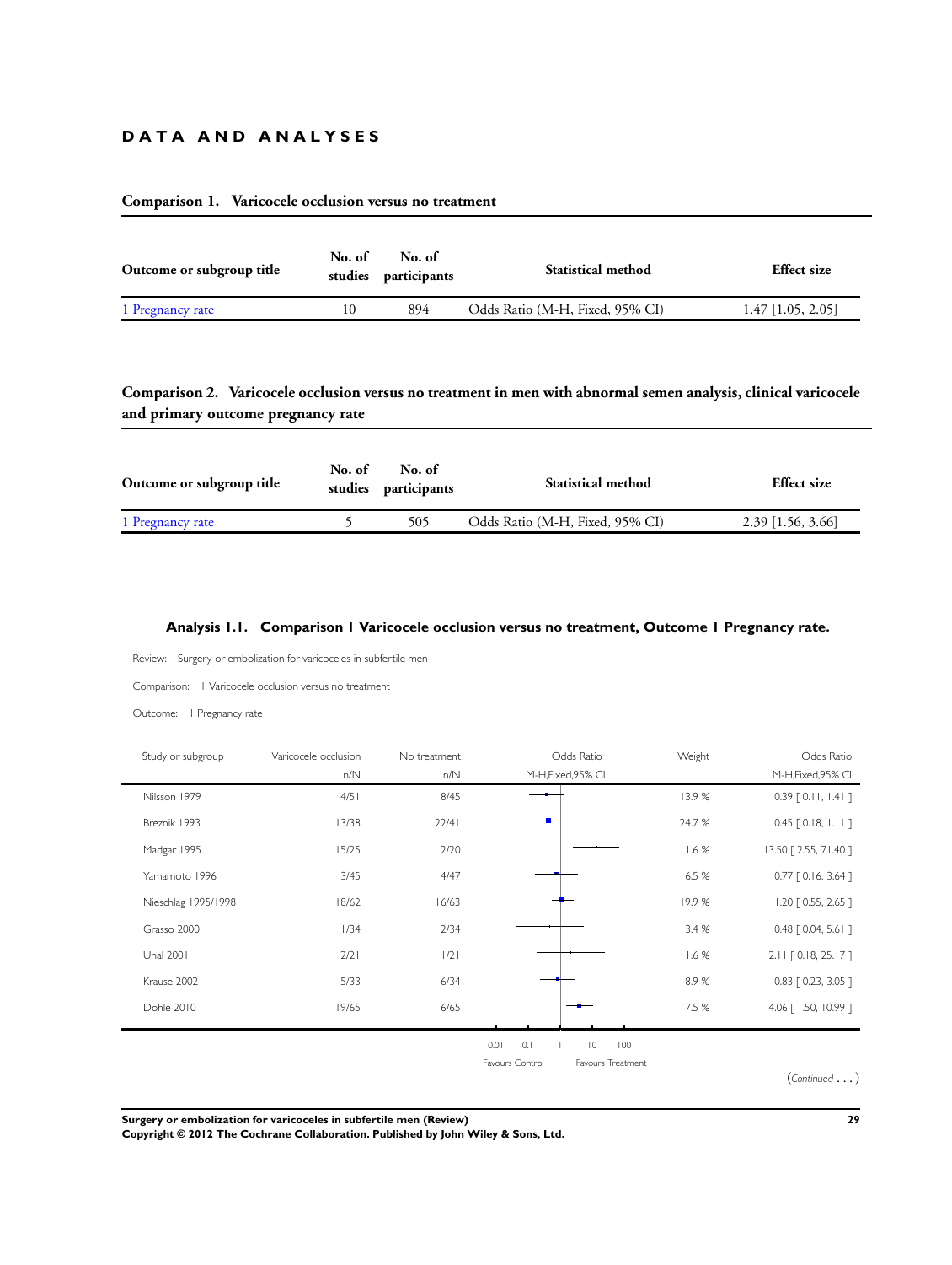# DATA AND ANALYSES

## Comparison 1. Varicocele occlusion versus no treatment

| Outcome or subgroup title | No. of studies | No. of participants | Statistical method | Effect size |
|---|---|---|---|---|
| 1 Pregnancy rate | 10 | 894 | Odds Ratio (M-H, Fixed, 95% CI) | 1.47 [1.05, 2.05] |

## Comparison 2. Varicocele occlusion versus no treatment in men with abnormal semen analysis, clinical varicocele and primary outcome pregnancy rate

| Outcome or subgroup title | No. of studies | No. of participants | Statistical method | Effect size |
|---|---|---|---|---|
| 1 Pregnancy rate | 5 | 505 | Odds Ratio (M-H, Fixed, 95% CI) | 2.39 [1.56, 3.66] |

### Analysis 1.1. Comparison 1 Varicocele occlusion versus no treatment, Outcome 1 Pregnancy rate.

Review: Surgery or embolization for varicoceles in subfertile men

Comparison: 1 Varicocele occlusion versus no treatment

Outcome: 1 Pregnancy rate

| Study or subgroup | Varicocele occlusion n/N | No treatment n/N | Odds Ratio M-H,Fixed,95% CI | Weight | Odds Ratio M-H,Fixed,95% CI |
|---|---|---|---|---|---|
| Nilsson 1979 | 4/51 | 8/45 | | 13.9 % | 0.39 [ 0.11, 1.41 ] |
| Breznik 1993 | 13/38 | 22/41 | | 24.7 % | 0.45 [ 0.18, 1.11 ] |
| Madgar 1995 | 15/25 | 2/20 | | 1.6 % | 13.50 [ 2.55, 71.40 ] |
| Yamamoto 1996 | 3/45 | 4/47 | | 6.5 % | 0.77 [ 0.16, 3.64 ] |
| Nieschlag 1995/1998 | 18/62 | 16/63 | | 19.9 % | 1.20 [ 0.55, 2.65 ] |
| Grasso 2000 | 1/34 | 2/34 | | 3.4 % | 0.48 [ 0.04, 5.61 ] |
| Unal 2001 | 2/21 | 1/21 | | 1.6 % | 2.11 [ 0.18, 25.17 ] |
| Krause 2002 | 5/33 | 6/34 | | 8.9 % | 0.83 [ 0.23, 3.05 ] |
| Dohle 2010 | 19/65 | 6/65 | | 7.5 % | 4.06 [ 1.50, 10.99 ] |

0.01 0.1 1 10 100

Favours Control Favours Treatment

(Continued . . . )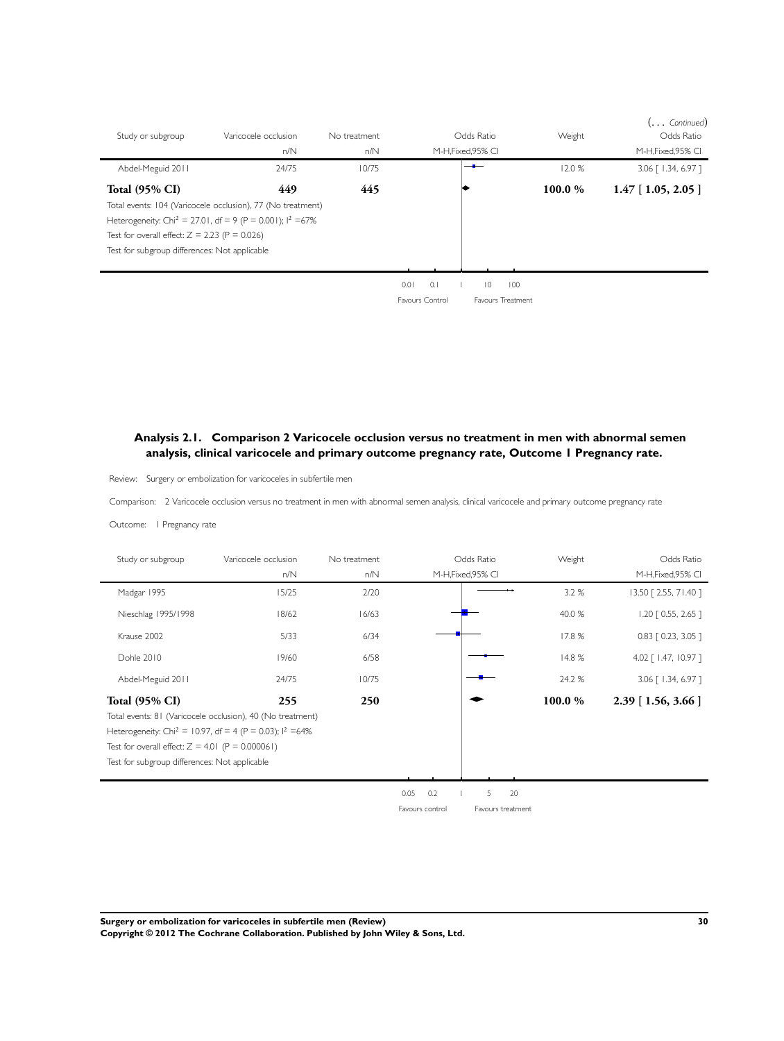(. . . *Continued*)

| Study or subgroup | Varicocele occlusion n/N | No treatment n/N | Odds Ratio M-H,Fixed,95% CI | Weight | Odds Ratio M-H,Fixed,95% CI |
|---|---|---|---|---|---|
| Abdel-Meguid 2011 | 24/75 | 10/75 | | 12.0 % | 3.06 [ 1.34, 6.97 ] |
| **Total (95% CI)** | **449** | **445** | | **100.0 %** | **1.47 [ 1.05, 2.05 ]** |

Total events: 104 (Varicocele occlusion), 77 (No treatment)

Heterogeneity: $Chi^2 = 27.01$, $df = 9$ ($P = 0.001$); $I^2 = 67\%$

Test for overall effect: $Z = 2.23$ ($P = 0.026$)

Test for subgroup differences: Not applicable

0.01 0.1 1 10 100

Favours Control | Favours Treatment

## Analysis 2.1. Comparison 2 Varicocele occlusion versus no treatment in men with abnormal semen analysis, clinical varicocele and primary outcome pregnancy rate, Outcome 1 Pregnancy rate.

Review: Surgery or embolization for varicoceles in subfertile men

Comparison: 2 Varicocele occlusion versus no treatment in men with abnormal semen analysis, clinical varicocele and primary outcome pregnancy rate

Outcome: 1 Pregnancy rate

| Study or subgroup | Varicocele occlusion n/N | No treatment n/N | Odds Ratio M-H,Fixed,95% CI | Weight | Odds Ratio M-H,Fixed,95% CI |
|---|---|---|---|---|---|
| Madgar 1995 | 15/25 | 2/20 | | 3.2 % | 13.50 [ 2.55, 71.40 ] |
| Nieschlag 1995/1998 | 18/62 | 16/63 | | 40.0 % | 1.20 [ 0.55, 2.65 ] |
| Krause 2002 | 5/33 | 6/34 | | 17.8 % | 0.83 [ 0.23, 3.05 ] |
| Dohle 2010 | 19/60 | 6/58 | | 14.8 % | 4.02 [ 1.47, 10.97 ] |
| Abdel-Meguid 2011 | 24/75 | 10/75 | | 24.2 % | 3.06 [ 1.34, 6.97 ] |
| **Total (95% CI)** | **255** | **250** | | **100.0 %** | **2.39 [ 1.56, 3.66 ]** |

Total events: 81 (Varicocele occlusion), 40 (No treatment)

Heterogeneity: $Chi^2 = 10.97$, $df = 4$ ($P = 0.03$); $I^2 = 64\%$

Test for overall effect: $Z = 4.01$ ($P = 0.000061$)

Test for subgroup differences: Not applicable

0.05 0.2 1 5 20

Favours control | Favours treatment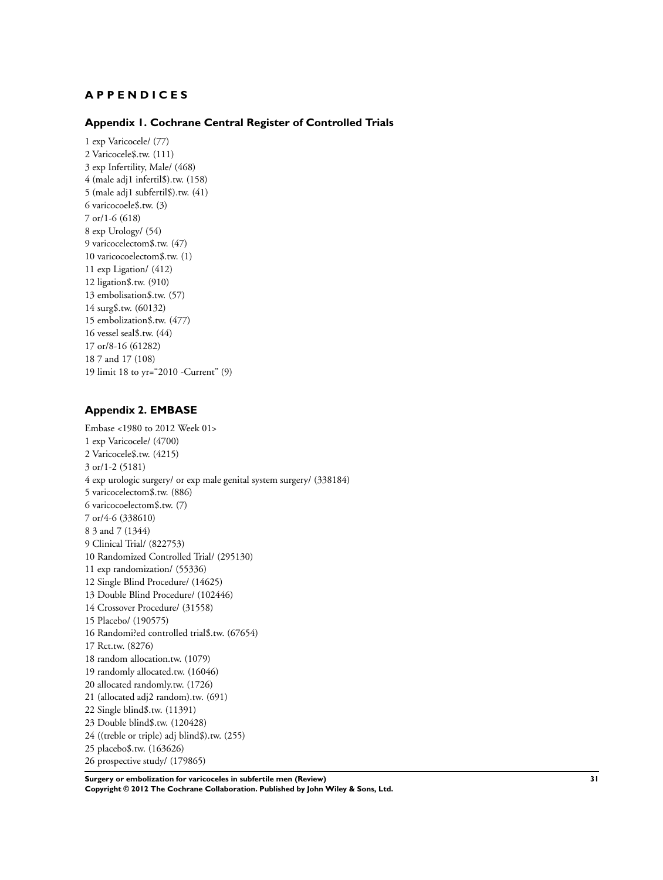# APPENDICES

## Appendix 1. Cochrane Central Register of Controlled Trials

1 exp Varicocele/ (77)
2 Varicocele$.tw. (111)
3 exp Infertility, Male/ (468)
4 (male adj1 infertil$).tw. (158)
5 (male adj1 subfertil$).tw. (41)
6 varicocoele$.tw. (3)
7 or/1-6 (618)
8 exp Urology/ (54)
9 varicocelectom$.tw. (47)
10 varicocoelectom$.tw. (1)
11 exp Ligation/ (412)
12 ligation$.tw. (910)
13 embolisation$.tw. (57)
14 surg$.tw. (60132)
15 embolization$.tw. (477)
16 vessel seal$.tw. (44)
17 or/8-16 (61282)
18 7 and 17 (108)
19 limit 18 to yr="2010 -Current" (9)

## Appendix 2. EMBASE

Embase <1980 to 2012 Week 01>
1 exp Varicocele/ (4700)
2 Varicocele$.tw. (4215)
3 or/1-2 (5181)
4 exp urologic surgery/ or exp male genital system surgery/ (338184)
5 varicocelectom$.tw. (886)
6 varicocoelectom$.tw. (7)
7 or/4-6 (338610)
8 3 and 7 (1344)
9 Clinical Trial/ (822753)
10 Randomized Controlled Trial/ (295130)
11 exp randomization/ (55336)
12 Single Blind Procedure/ (14625)
13 Double Blind Procedure/ (102446)
14 Crossover Procedure/ (31558)
15 Placebo/ (190575)
16 Randomi?ed controlled trial$.tw. (67654)
17 Rct.tw. (8276)
18 random allocation.tw. (1079)
19 randomly allocated.tw. (16046)
20 allocated randomly.tw. (1726)
21 (allocated adj2 random).tw. (691)
22 Single blind$.tw. (11391)
23 Double blind$.tw. (120428)
24 ((treble or triple) adj blind$).tw. (255)
25 placebo$.tw. (163626)
26 prospective study/ (179865)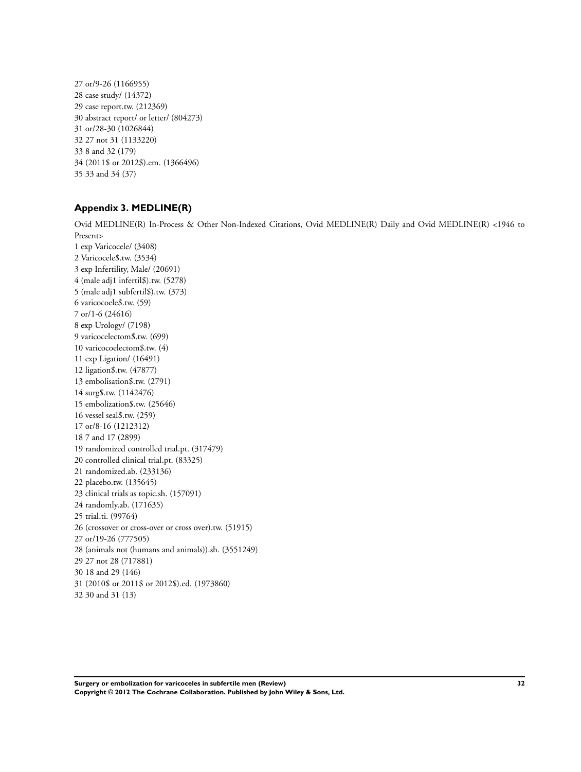27 or/9-26 (1166955)
28 case study/ (14372)
29 case report.tw. (212369)
30 abstract report/ or letter/ (804273)
31 or/28-30 (1026844)
32 27 not 31 (1133220)
33 8 and 32 (179)
34 (2011$ or 2012$).em. (1366496)
35 33 and 34 (37)

### Appendix 3. MEDLINE(R)

Ovid MEDLINE(R) In-Process & Other Non-Indexed Citations, Ovid MEDLINE(R) Daily and Ovid MEDLINE(R) <1946 to Present>
1 exp Varicocele/ (3408)
2 Varicocele$.tw. (3534)
3 exp Infertility, Male/ (20691)
4 (male adj1 infertil$).tw. (5278)
5 (male adj1 subfertil$).tw. (373)
6 varicocoele$.tw. (59)
7 or/1-6 (24616)
8 exp Urology/ (7198)
9 varicocelectom$.tw. (699)
10 varicocoelectom$.tw. (4)
11 exp Ligation/ (16491)
12 ligation$.tw. (47877)
13 embolisation$.tw. (2791)
14 surg$.tw. (1142476)
15 embolization$.tw. (25646)
16 vessel seal$.tw. (259)
17 or/8-16 (1212312)
18 7 and 17 (2899)
19 randomized controlled trial.pt. (317479)
20 controlled clinical trial.pt. (83325)
21 randomized.ab. (233136)
22 placebo.tw. (135645)
23 clinical trials as topic.sh. (157091)
24 randomly.ab. (171635)
25 trial.ti. (99764)
26 (crossover or cross-over or cross over).tw. (51915)
27 or/19-26 (777505)
28 (animals not (humans and animals)).sh. (3551249)
29 27 not 28 (717881)
30 18 and 29 (146)
31 (2010$ or 2011$ or 2012$).ed. (1973860)
32 30 and 31 (13)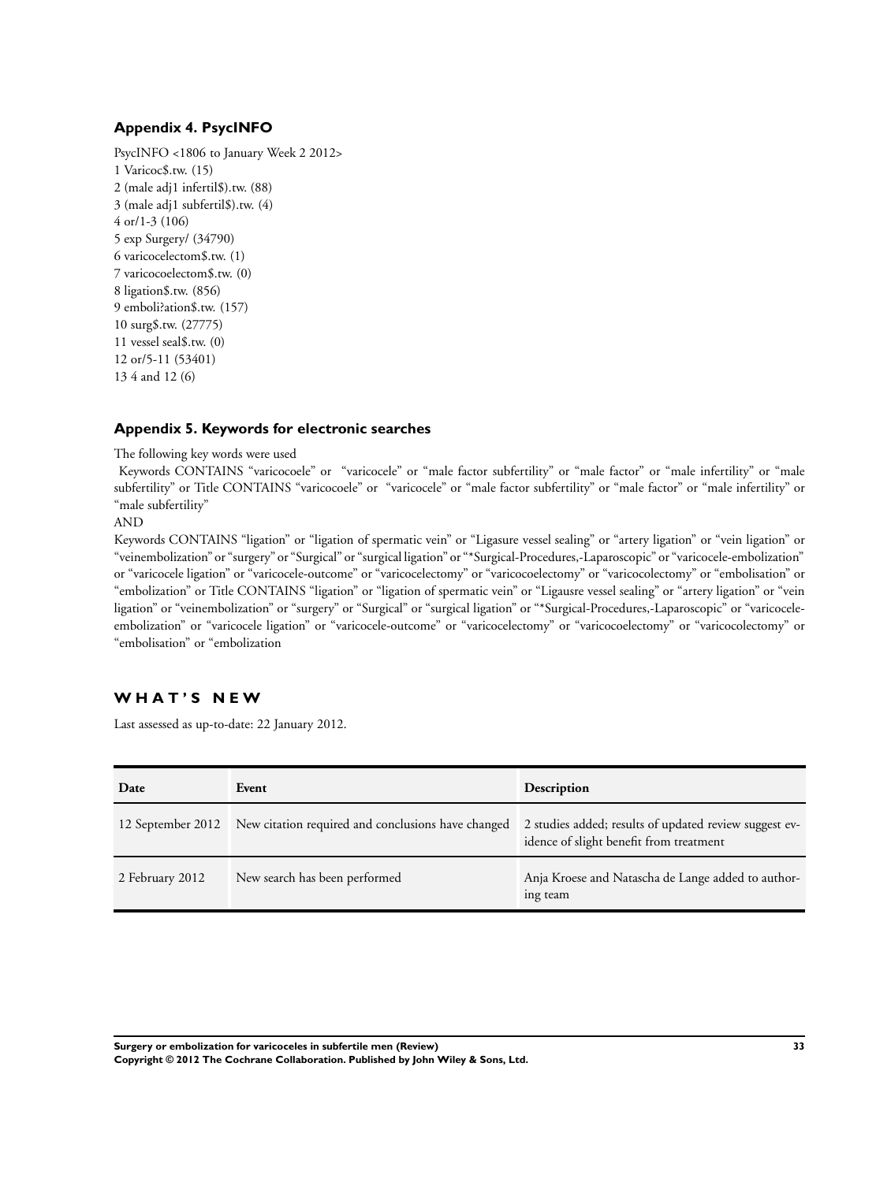### Appendix 4. PsycINFO

PsycINFO <1806 to January Week 2 2012>
1 Varicoc$.tw. (15)
2 (male adj1 infertil$).tw. (88)
3 (male adj1 subfertil$).tw. (4)
4 or/1-3 (106)
5 exp Surgery/ (34790)
6 varicocelectom$.tw. (1)
7 varicocoelectom$.tw. (0)
8 ligation$.tw. (856)
9 emboli?ation$.tw. (157)
10 surg$.tw. (27775)
11 vessel seal$.tw. (0)
12 or/5-11 (53401)
13 4 and 12 (6)

### Appendix 5. Keywords for electronic searches

The following key words were used

Keywords CONTAINS "varicocoele" or "varicocele" or "male factor subfertility" or "male factor" or "male infertility" or "male subfertility" or Title CONTAINS "varicocoele" or "varicocele" or "male factor subfertility" or "male factor" or "male infertility" or "male subfertility"

AND

Keywords CONTAINS "ligation" or "ligation of spermatic vein" or "Ligasure vessel sealing" or "artery ligation" or "vein ligation" or "veinembolization" or "surgery" or "Surgical" or "surgical ligation" or "*Surgical-Procedures,-Laparoscopic" or "varicocele-embolization" or "varicocele ligation" or "varicocele-outcome" or "varicocelectomy" or "varicocoelectomy" or "varicocolectomy" or "embolisation" or "embolization" or Title CONTAINS "ligation" or "ligation of spermatic vein" or "Ligausre vessel sealing" or "artery ligation" or "vein ligation" or "veinembolization" or "surgery" or "Surgical" or "surgical ligation" or "*Surgical-Procedures,-Laparoscopic" or "varicocele-embolization" or "varicocele ligation" or "varicocele-outcome" or "varicocelectomy" or "varicocoelectomy" or "varicocolectomy" or "embolisation" or "embolization

## WHAT'S NEW

Last assessed as up-to-date: 22 January 2012.

| Date | Event | Description |
|---|---|---|
| 12 September 2012 | New citation required and conclusions have changed | 2 studies added; results of updated review suggest evidence of slight benefit from treatment |
| 2 February 2012 | New search has been performed | Anja Kroese and Natascha de Lange added to authoring team |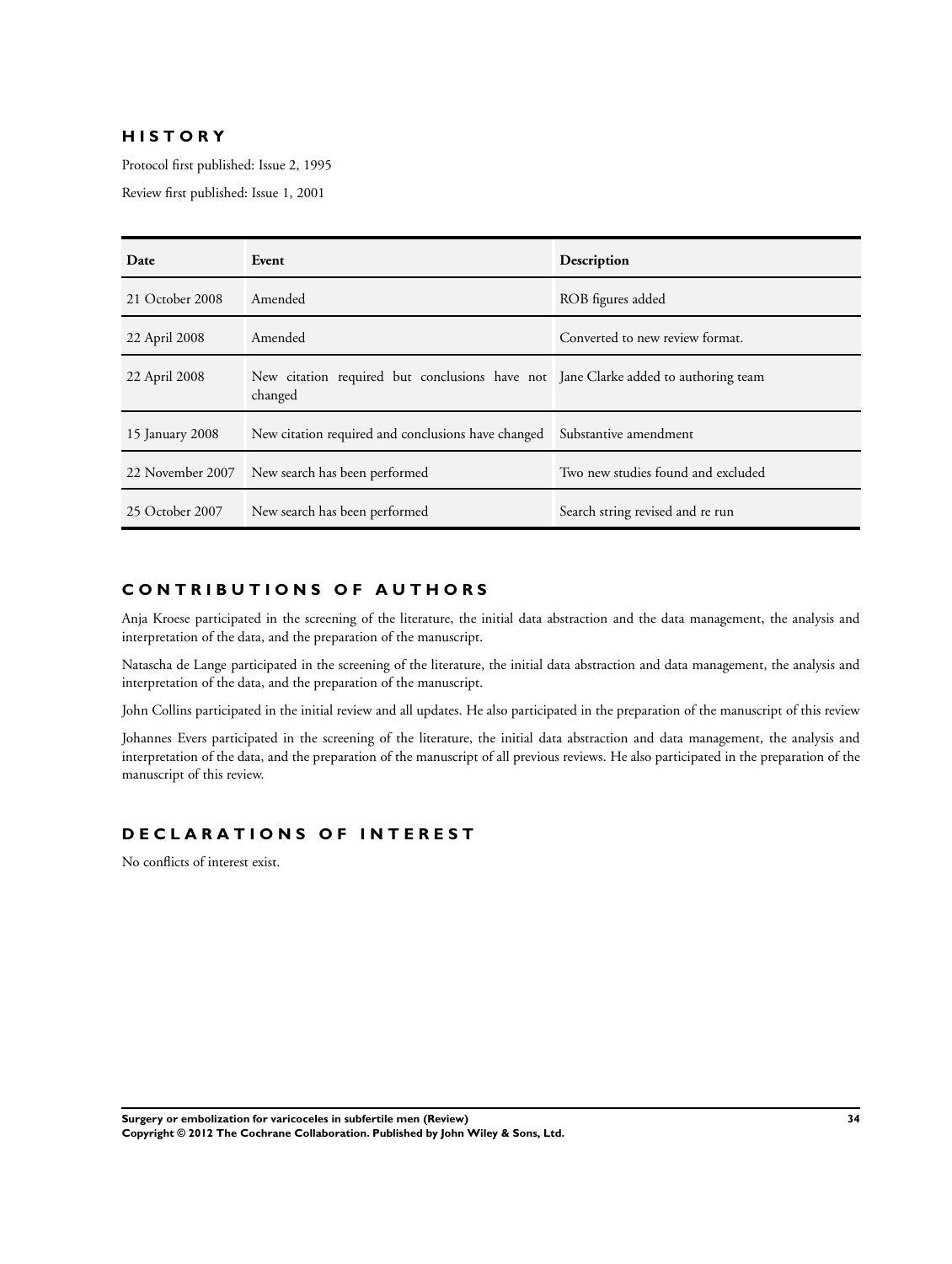## HISTORY

Protocol first published: Issue 2, 1995

Review first published: Issue 1, 2001

| Date | Event | Description |
|---|---|---|
| 21 October 2008 | Amended | ROB figures added |
| 22 April 2008 | Amended | Converted to new review format. |
| 22 April 2008 | New citation required but conclusions have not changed | Jane Clarke added to authoring team |
| 15 January 2008 | New citation required and conclusions have changed | Substantive amendment |
| 22 November 2007 | New search has been performed | Two new studies found and excluded |
| 25 October 2007 | New search has been performed | Search string revised and re run |

## CONTRIBUTIONS OF AUTHORS

Anja Kroese participated in the screening of the literature, the initial data abstraction and the data management, the analysis and interpretation of the data, and the preparation of the manuscript.

Natascha de Lange participated in the screening of the literature, the initial data abstraction and data management, the analysis and interpretation of the data, and the preparation of the manuscript.

John Collins participated in the initial review and all updates. He also participated in the preparation of the manuscript of this review

Johannes Evers participated in the screening of the literature, the initial data abstraction and data management, the analysis and interpretation of the data, and the preparation of the manuscript of all previous reviews. He also participated in the preparation of the manuscript of this review.

## DECLARATIONS OF INTEREST

No conflicts of interest exist.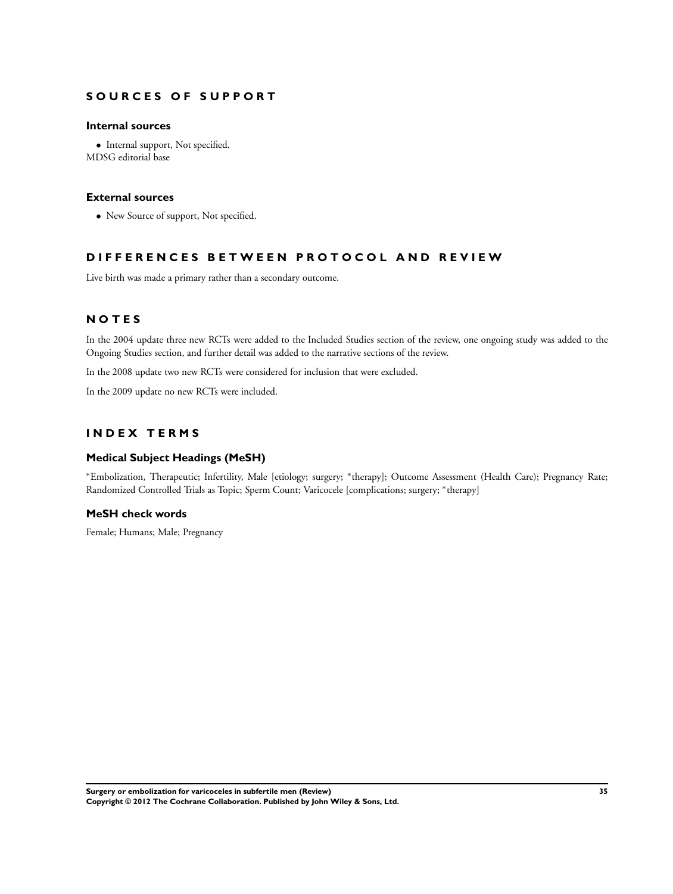## SOURCES OF SUPPORT

### Internal sources

- Internal support, Not specified.

MDSG editorial base

### External sources

- New Source of support, Not specified.

## DIFFERENCES BETWEEN PROTOCOL AND REVIEW

Live birth was made a primary rather than a secondary outcome.

## NOTES

In the 2004 update three new RCTs were added to the Included Studies section of the review, one ongoing study was added to the Ongoing Studies section, and further detail was added to the narrative sections of the review.

In the 2008 update two new RCTs were considered for inclusion that were excluded.

In the 2009 update no new RCTs were included.

## INDEX TERMS

### Medical Subject Headings (MeSH)

*Embolization, Therapeutic; Infertility, Male [etiology; surgery; *therapy]; Outcome Assessment (Health Care); Pregnancy Rate; Randomized Controlled Trials as Topic; Sperm Count; Varicocele [complications; surgery; *therapy]

### MeSH check words

Female; Humans; Male; Pregnancy